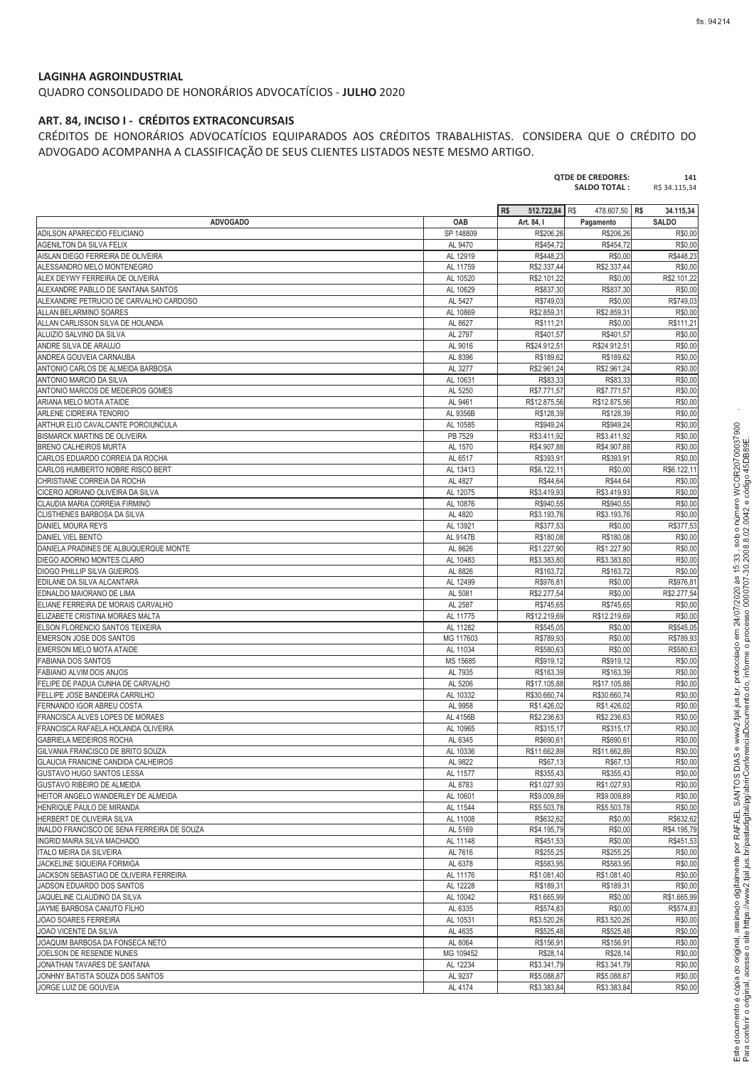**LAGINHA AGROINDUSTRIAL**

QUADRO CONSOLIDADO DE HONORÁRIOS ADVOCATÍCIOS - **JULHO** 2020

**ART. 84, INCISO I - CRÉDITOS EXTRACONCURSAIS**

CRÉDITOS DE HONORÁRIOS ADVOCATÍCIOS EQUIPARADOS AOS CRÉDITOS TRABALHISTAS. CONSIDERA QUE O CRÉDITO DO ADVOGADO ACOMPANHA A CLASSIFICAÇÃO DE SEUS CLIENTES LISTADOS NESTE MESMO ARTIGO.

**QTDE DE CREDORES:** 141
**SALDO TOTAL :** R$ 34.115,34

| | | R$ 512.722,84 | R$ 478.607,50 | R$ 34.115,34 |
|---|---|---|---|---|
| **ADVOGADO** | **OAB** | **Art. 84, I** | **Pagamento** | **SALDO** |
| ADILSON APARECIDO FELICIANO | SP 148809 | R$206,26 | R$206,26 | R$0,00 |
| AGENILTON DA SILVA FELIX | AL 9470 | R$454,72 | R$454,72 | R$0,00 |
| AISLAN DIEGO FERREIRA DE OLIVEIRA | AL 12919 | R$448,23 | R$0,00 | R$448,23 |
| ALESSANDRO MELO MONTENEGRO | AL 11759 | R$2.337,44 | R$2.337,44 | R$0,00 |
| ALEX DEYWY FERREIRA DE OLIVEIRA | AL 10520 | R$2.101,22 | R$0,00 | R$2.101,22 |
| ALEXANDRE PABLLO DE SANTANA SANTOS | AL 10629 | R$837,30 | R$837,30 | R$0,00 |
| ALEXANDRE PETRUCIO DE CARVALHO CARDOSO | AL 5427 | R$749,03 | R$0,00 | R$749,03 |
| ALLAN BELARMINO SOARES | AL 10869 | R$2.859,31 | R$2.859,31 | R$0,00 |
| ALLAN CARLISSON SILVA DE HOLANDA | AL 8627 | R$111,21 | R$0,00 | R$111,21 |
| ALUIZIO SALVINO DA SILVA | AL 2797 | R$401,57 | R$401,57 | R$0,00 |
| ANDRE SILVA DE ARAUJO | AL 9016 | R$24.912,51 | R$24.912,51 | R$0,00 |
| ANDREA GOUVEIA CARNAUBA | AL 8396 | R$189,62 | R$189,62 | R$0,00 |
| ANTONIO CARLOS DE ALMEIDA BARBOSA | AL 3277 | R$2.961,24 | R$2.961,24 | R$0,00 |
| ANTONIO MARCIO DA SILVA | AL 10631 | R$83,33 | R$83,33 | R$0,00 |
| ANTONIO MARCOS DE MEDEIROS GOMES | AL 5250 | R$7.771,57 | R$7.771,57 | R$0,00 |
| ARIANA MELO MOTA ATAIDE | AL 9461 | R$12.875,56 | R$12.875,56 | R$0,00 |
| ARLENE CIDREIRA TENORIO | AL 9356B | R$128,39 | R$128,39 | R$0,00 |
| ARTHUR ELIO CAVALCANTE PORCIUNCULA | AL 10585 | R$949,24 | R$949,24 | R$0,00 |
| BISMARCK MARTINS DE OLIVEIRA | PB 7529 | R$3.411,92 | R$3.411,92 | R$0,00 |
| BRENO CALHEIROS MURTA | AL 1570 | R$4.907,88 | R$4.907,88 | R$0,00 |
| CARLOS EDUARDO CORREIA DA ROCHA | AL 6517 | R$393,91 | R$393,91 | R$0,00 |
| CARLOS HUMBERTO NOBRE RISCO BERT | AL 13413 | R$6.122,11 | R$0,00 | R$6.122,11 |
| CHRISTIANE CORREIA DA ROCHA | AL 4827 | R$44,64 | R$44,64 | R$0,00 |
| CICERO ADRIANO OLIVEIRA DA SILVA | AL 12075 | R$3.419,93 | R$3.419,93 | R$0,00 |
| CLAUDIA MARIA CORREIA FIRMINO | AL 10876 | R$940,55 | R$940,55 | R$0,00 |
| CLISTHENES BARBOSA DA SILVA | AL 4820 | R$3.193,76 | R$3.193,76 | R$0,00 |
| DANIEL MOURA REYS | AL 13921 | R$377,53 | R$0,00 | R$377,53 |
| DANIEL VIEL BENTO | AL 9147B | R$180,08 | R$180,08 | R$0,00 |
| DANIELA PRADINES DE ALBUQUERQUE MONTE | AL 8626 | R$1.227,90 | R$1.227,90 | R$0,00 |
| DIEGO ADORNO MONTES CLARO | AL 10483 | R$3.383,80 | R$3.383,80 | R$0,00 |
| DIOGO PHILLIP SILVA GUEIROS | AL 8826 | R$163,72 | R$163,72 | R$0,00 |
| EDILANE DA SILVA ALCANTARA | AL 12499 | R$976,81 | R$0,00 | R$976,81 |
| EDNALDO MAIORANO DE LIMA | AL 5081 | R$2.277,54 | R$0,00 | R$2.277,54 |
| ELIANE FERREIRA DE MORAIS CARVALHO | AL 2587 | R$745,65 | R$745,65 | R$0,00 |
| ELIZABETE CRISTINA MORAES MALTA | AL 11775 | R$12.219,69 | R$12.219,69 | R$0,00 |
| ELSON FLORENCIO SANTOS TEIXEIRA | AL 11282 | R$545,05 | R$0,00 | R$545,05 |
| EMERSON JOSE DOS SANTOS | MG 117603 | R$789,93 | R$0,00 | R$789,93 |
| EMERSON MELO MOTA ATAIDE | AL 11034 | R$580,63 | R$0,00 | R$580,63 |
| FABIANA DOS SANTOS | MS 15685 | R$919,12 | R$919,12 | R$0,00 |
| FABIANO ALVIM DOS ANJOS | AL 7935 | R$163,39 | R$163,39 | R$0,00 |
| FELIPE DE PADUA CUNHA DE CARVALHO | AL 5206 | R$17.105,88 | R$17.105,88 | R$0,00 |
| FELLIPE JOSE BANDEIRA CARRILHO | AL 10332 | R$30.660,74 | R$30.660,74 | R$0,00 |
| FERNANDO IGOR ABREU COSTA | AL 9958 | R$1.426,02 | R$1.426,02 | R$0,00 |
| FRANCISCA ALVES LOPES DE MORAES | AL 4156B | R$2.236,63 | R$2.236,63 | R$0,00 |
| FRANCISCA RAFAELA HOLANDA OLIVEIRA | AL 10965 | R$315,17 | R$315,17 | R$0,00 |
| GABRIELA MEDEIROS ROCHA | AL 6345 | R$690,61 | R$690,61 | R$0,00 |
| GILVANIA FRANCISCO DE BRITO SOUZA | AL 10336 | R$11.662,89 | R$11.662,89 | R$0,00 |
| GLAUCIA FRANCINE CANDIDA CALHEIROS | AL 9822 | R$67,13 | R$67,13 | R$0,00 |
| GUSTAVO HUGO SANTOS LESSA | AL 11577 | R$355,43 | R$355,43 | R$0,00 |
| GUSTAVO RIBEIRO DE ALMEIDA | AL 8783 | R$1.027,93 | R$1.027,93 | R$0,00 |
| HEITOR ANGELO WANDERLEY DE ALMEIDA | AL 10601 | R$9.009,89 | R$9.009,89 | R$0,00 |
| HENRIQUE PAULO DE MIRANDA | AL 11544 | R$5.503,78 | R$5.503,78 | R$0,00 |
| HERBERT DE OLIVEIRA SILVA | AL 11008 | R$632,62 | R$0,00 | R$632,62 |
| INALDO FRANCISCO DE SENA FERREIRA DE SOUZA | AL 5169 | R$4.195,79 | R$0,00 | R$4.195,79 |
| INGRID MAIRA SILVA MACHADO | AL 11148 | R$451,53 | R$0,00 | R$451,53 |
| ITALO MEIRA DA SILVEIRA | AL 7616 | R$255,25 | R$255,25 | R$0,00 |
| JACKELINE SIQUEIRA FORMIGA | AL 6378 | R$583,95 | R$583,95 | R$0,00 |
| JACKSON SEBASTIAO DE OLIVEIRA FERREIRA | AL 11176 | R$1.081,40 | R$1.081,40 | R$0,00 |
| JADSON EDUARDO DOS SANTOS | AL 12228 | R$189,31 | R$189,31 | R$0,00 |
| JAQUELINE CLAUDINO DA SILVA | AL 10042 | R$1.665,99 | R$0,00 | R$1.665,99 |
| JAYME BARBOSA CANUTO FILHO | AL 6335 | R$574,83 | R$0,00 | R$574,83 |
| JOAO SOARES FERREIRA | AL 10531 | R$3.520,26 | R$3.520,26 | R$0,00 |
| JOAO VICENTE DA SILVA | AL 4635 | R$525,48 | R$525,48 | R$0,00 |
| JOAQUIM BARBOSA DA FONSECA NETO | AL 8064 | R$156,91 | R$156,91 | R$0,00 |
| JOELSON DE RESENDE NUNES | MG 109452 | R$28,14 | R$28,14 | R$0,00 |
| JONATHAN TAVARES DE SANTANA | AL 12234 | R$3.341,79 | R$3.341,79 | R$0,00 |
| JONHNY BATISTA SOUZA DOS SANTOS | AL 9237 | R$5.088,87 | R$5.088,87 | R$0,00 |
| JORGE LUIZ DE GOUVEIA | AL 4174 | R$3.383,84 | R$3.383,84 | R$0,00 |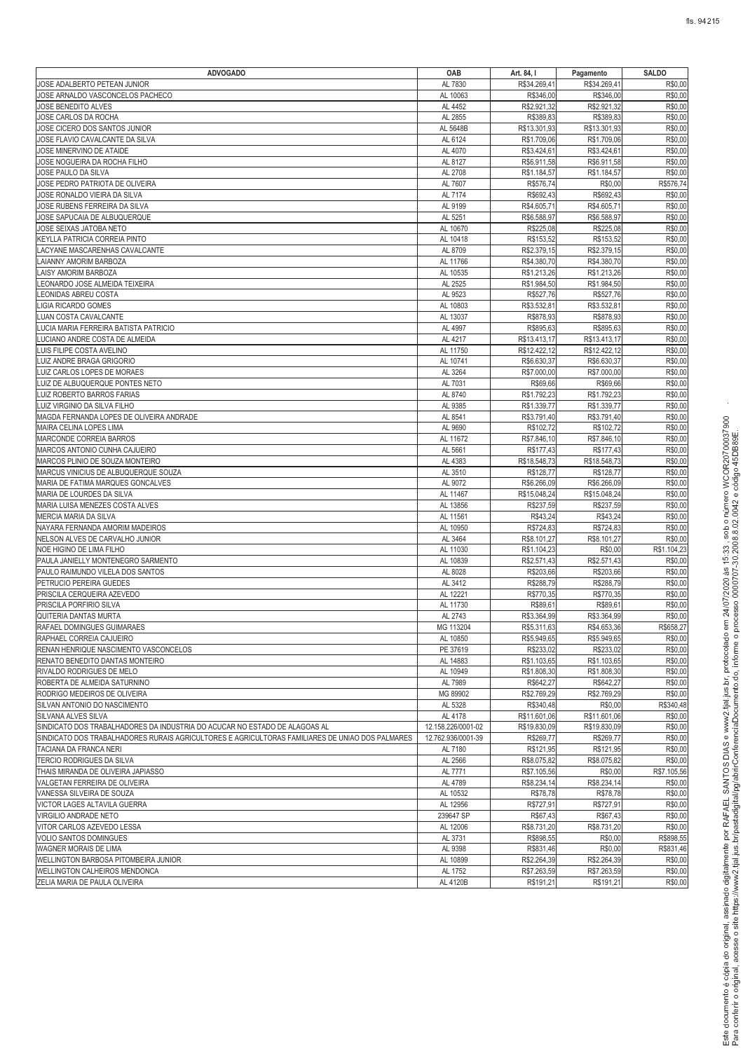| ADVOGADO | OAB | Art. 84, I | Pagamento | SALDO |
|---|---|---|---|---|
| JOSE ADALBERTO PETEAN JUNIOR | AL 7830 | R$34.269,41 | R$34.269,41 | R$0,00 |
| JOSE ARNALDO VASCONCELOS PACHECO | AL 10063 | R$346,00 | R$346,00 | R$0,00 |
| JOSE BENEDITO ALVES | AL 4452 | R$2.921,32 | R$2.921,32 | R$0,00 |
| JOSE CARLOS DA ROCHA | AL 2855 | R$389,83 | R$389,83 | R$0,00 |
| JOSE CICERO DOS SANTOS JUNIOR | AL 5648B | R$13.301,93 | R$13.301,93 | R$0,00 |
| JOSE FLAVIO CAVALCANTE DA SILVA | AL 6124 | R$1.709,06 | R$1.709,06 | R$0,00 |
| JOSE MINERVINO DE ATAIDE | AL 4070 | R$3.424,61 | R$3.424,61 | R$0,00 |
| JOSE NOGUEIRA DA ROCHA FILHO | AL 8127 | R$6.911,58 | R$6.911,58 | R$0,00 |
| JOSE PAULO DA SILVA | AL 2708 | R$1.184,57 | R$1.184,57 | R$0,00 |
| JOSE PEDRO PATRIOTA DE OLIVEIRA | AL 7607 | R$576,74 | R$0,00 | R$576,74 |
| JOSE RONALDO VIEIRA DA SILVA | AL 7174 | R$692,43 | R$692,43 | R$0,00 |
| JOSE RUBENS FERREIRA DA SILVA | AL 9199 | R$4.605,71 | R$4.605,71 | R$0,00 |
| JOSE SAPUCAIA DE ALBUQUERQUE | AL 5251 | R$6.588,97 | R$6.588,97 | R$0,00 |
| JOSE SEIXAS JATOBA NETO | AL 10670 | R$225,08 | R$225,08 | R$0,00 |
| KEYLLA PATRICIA CORREIA PINTO | AL 10418 | R$153,52 | R$153,52 | R$0,00 |
| LACYANE MASCARENHAS CAVALCANTE | AL 8709 | R$2.379,15 | R$2.379,15 | R$0,00 |
| LAIANNY AMORIM BARBOZA | AL 11766 | R$4.380,70 | R$4.380,70 | R$0,00 |
| LAISY AMORIM BARBOZA | AL 10535 | R$1.213,26 | R$1.213,26 | R$0,00 |
| LEONARDO JOSE ALMEIDA TEIXEIRA | AL 2525 | R$1.984,50 | R$1.984,50 | R$0,00 |
| LEONIDAS ABREU COSTA | AL 9523 | R$527,76 | R$527,76 | R$0,00 |
| LIGIA RICARDO GOMES | AL 10803 | R$3.532,81 | R$3.532,81 | R$0,00 |
| LUAN COSTA CAVALCANTE | AL 13037 | R$878,93 | R$878,93 | R$0,00 |
| LUCIA MARIA FERREIRA BATISTA PATRICIO | AL 4997 | R$895,63 | R$895,63 | R$0,00 |
| LUCIANO ANDRE COSTA DE ALMEIDA | AL 4217 | R$13.413,17 | R$13.413,17 | R$0,00 |
| LUIS FILIPE COSTA AVELINO | AL 11750 | R$12.422,12 | R$12.422,12 | R$0,00 |
| LUIZ ANDRE BRAGA GRIGORIO | AL 10741 | R$6.630,37 | R$6.630,37 | R$0,00 |
| LUIZ CARLOS LOPES DE MORAES | AL 3264 | R$7.000,00 | R$7.000,00 | R$0,00 |
| LUIZ DE ALBUQUERQUE PONTES NETO | AL 7031 | R$69,66 | R$69,66 | R$0,00 |
| LUIZ ROBERTO BARROS FARIAS | AL 8740 | R$1.792,23 | R$1.792,23 | R$0,00 |
| LUIZ VIRGINIO DA SILVA FILHO | AL 9385 | R$1.339,77 | R$1.339,77 | R$0,00 |
| MAGDA FERNANDA LOPES DE OLIVEIRA ANDRADE | AL 8541 | R$3.791,40 | R$3.791,40 | R$0,00 |
| MAIRA CELINA LOPES LIMA | AL 9690 | R$102,72 | R$102,72 | R$0,00 |
| MARCONDE CORREIA BARROS | AL 11672 | R$7.846,10 | R$7.846,10 | R$0,00 |
| MARCOS ANTONIO CUNHA CAJUEIRO | AL 5661 | R$177,43 | R$177,43 | R$0,00 |
| MARCOS PLINIO DE SOUZA MONTEIRO | AL 4383 | R$18.548,73 | R$18.548,73 | R$0,00 |
| MARCUS VINICIUS DE ALBUQUERQUE SOUZA | AL 3510 | R$128,77 | R$128,77 | R$0,00 |
| MARIA DE FATIMA MARQUES GONCALVES | AL 9072 | R$6.266,09 | R$6.266,09 | R$0,00 |
| MARIA DE LOURDES DA SILVA | AL 11467 | R$15.048,24 | R$15.048,24 | R$0,00 |
| MARIA LUISA MENEZES COSTA ALVES | AL 13856 | R$237,59 | R$237,59 | R$0,00 |
| MERCIA MARIA DA SILVA | AL 11561 | R$43,24 | R$43,24 | R$0,00 |
| NAYARA FERNANDA AMORIM MADEIROS | AL 10950 | R$724,83 | R$724,83 | R$0,00 |
| NELSON ALVES DE CARVALHO JUNIOR | AL 3464 | R$8.101,27 | R$8.101,27 | R$0,00 |
| NOE HIGINO DE LIMA FILHO | AL 11030 | R$1.104,23 | R$0,00 | R$1.104,23 |
| PAULA JANIELLY MONTENEGRO SARMENTO | AL 10839 | R$2.571,43 | R$2.571,43 | R$0,00 |
| PAULO RAIMUNDO VILELA DOS SANTOS | AL 8028 | R$203,66 | R$203,66 | R$0,00 |
| PETRUCIO PEREIRA GUEDES | AL 3412 | R$288,79 | R$288,79 | R$0,00 |
| PRISCILA CERQUEIRA AZEVEDO | AL 12221 | R$770,35 | R$770,35 | R$0,00 |
| PRISCILA PORFIRIO SILVA | AL 11730 | R$89,61 | R$89,61 | R$0,00 |
| QUITERIA DANTAS MURTA | AL 2743 | R$3.364,99 | R$3.364,99 | R$0,00 |
| RAFAEL DOMINGUES GUIMARAES | MG 113204 | R$5.311,63 | R$4.653,36 | R$658,27 |
| RAPHAEL CORREIA CAJUEIRO | AL 10850 | R$5.949,65 | R$5.949,65 | R$0,00 |
| RENAN HENRIQUE NASCIMENTO VASCONCELOS | PE 37619 | R$233,02 | R$233,02 | R$0,00 |
| RENATO BENEDITO DANTAS MONTEIRO | AL 14883 | R$1.103,65 | R$1.103,65 | R$0,00 |
| RIVALDO RODRIGUES DE MELO | AL 10949 | R$1.808,30 | R$1.808,30 | R$0,00 |
| ROBERTA DE ALMEIDA SATURNINO | AL 7989 | R$642,27 | R$642,27 | R$0,00 |
| RODRIGO MEDEIROS DE OLIVEIRA | MG 89902 | R$2.769,29 | R$2.769,29 | R$0,00 |
| SILVAN ANTONIO DO NASCIMENTO | AL 5328 | R$340,48 | R$0,00 | R$340,48 |
| SILVANA ALVES SILVA | AL 4178 | R$11.601,06 | R$11.601,06 | R$0,00 |
| SINDICATO DOS TRABALHADORES DA INDUSTRIA DO ACUCAR NO ESTADO DE ALAGOAS AL | 12.158.226/0001-02 | R$19.830,09 | R$19.830,09 | R$0,00 |
| SINDICATO DOS TRABALHADORES RURAIS AGRICULTORES E AGRICULTORAS FAMILIARES DE UNIAO DOS PALMARES | 12.762.936/0001-39 | R$269,77 | R$269,77 | R$0,00 |
| TACIANA DA FRANCA NERI | AL 7180 | R$121,95 | R$121,95 | R$0,00 |
| TERCIO RODRIGUES DA SILVA | AL 2566 | R$8.075,82 | R$8.075,82 | R$0,00 |
| THAIS MIRANDA DE OLIVEIRA JAPIASSO | AL 7771 | R$7.105,56 | R$0,00 | R$7.105,56 |
| VALGETAN FERREIRA DE OLIVEIRA | AL 4789 | R$8.234,14 | R$8.234,14 | R$0,00 |
| VANESSA SILVEIRA DE SOUZA | AL 10532 | R$78,78 | R$78,78 | R$0,00 |
| VICTOR LAGES ALTAVILA GUERRA | AL 12956 | R$727,91 | R$727,91 | R$0,00 |
| VIRGILIO ANDRADE NETO | 239647 SP | R$67,43 | R$67,43 | R$0,00 |
| VITOR CARLOS AZEVEDO LESSA | AL 12006 | R$8.731,20 | R$8.731,20 | R$0,00 |
| VOLIO SANTOS DOMINGUES | AL 3731 | R$898,55 | R$0,00 | R$898,55 |
| WAGNER MORAIS DE LIMA | AL 9398 | R$831,46 | R$0,00 | R$831,46 |
| WELLINGTON BARBOSA PITOMBEIRA JUNIOR | AL 10899 | R$2.264,39 | R$2.264,39 | R$0,00 |
| WELLINGTON CALHEIROS MENDONCA | AL 1752 | R$7.263,59 | R$7.263,59 | R$0,00 |
| ZELIA MARIA DE PAULA OLIVEIRA | AL 4120B | R$191,21 | R$191,21 | R$0,00 |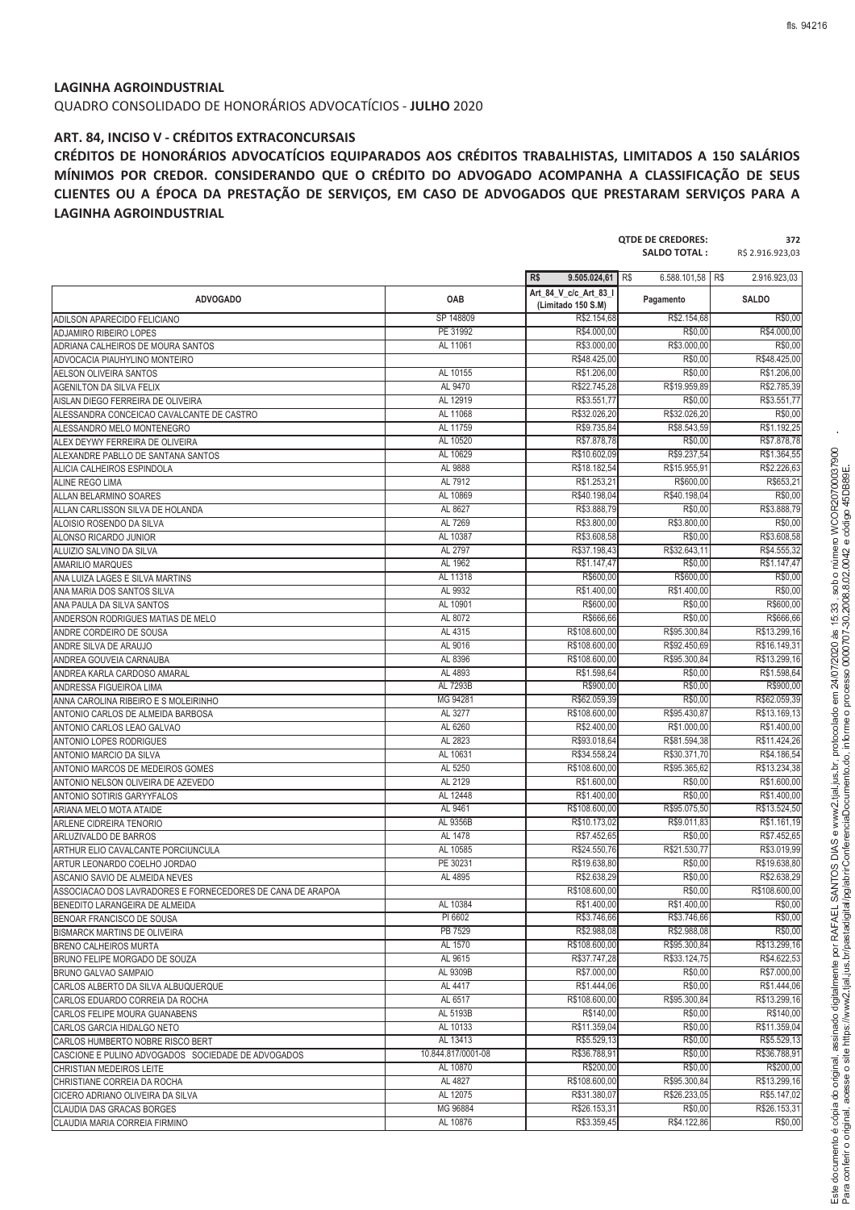**LAGINHA AGROINDUSTRIAL**

QUADRO CONSOLIDADO DE HONORÁRIOS ADVOCATÍCIOS - **JULHO** 2020

**ART. 84, INCISO V - CRÉDITOS EXTRACONCURSAIS**

**CRÉDITOS DE HONORÁRIOS ADVOCATÍCIOS EQUIPARADOS AOS CRÉDITOS TRABALHISTAS, LIMITADOS A 150 SALÁRIOS MÍNIMOS POR CREDOR. CONSIDERANDO QUE O CRÉDITO DO ADVOGADO ACOMPANHA A CLASSIFICAÇÃO DE SEUS CLIENTES OU A ÉPOCA DA PRESTAÇÃO DE SERVIÇOS, EM CASO DE ADVOGADOS QUE PRESTARAM SERVIÇOS PARA A LAGINHA AGROINDUSTRIAL**

**QTDE DE CREDORES:** 372
**SALDO TOTAL :** R$ 2.916.923,03

| ADVOGADO | OAB | Art_84_V_c/c_Art_83_I (Limitado 150 S.M) | Pagamento | SALDO |
|---|---|---|---|---|
| | | R$ 9.505.024,61 | R$ 6.588.101,58 | R$ 2.916.923,03 |
| ADILSON APARECIDO FELICIANO | SP 148809 | R$2.154,68 | R$2.154,68 | R$0,00 |
| ADJAMIRO RIBEIRO LOPES | PE 31992 | R$4.000,00 | R$0,00 | R$4.000,00 |
| ADRIANA CALHEIROS DE MOURA SANTOS | AL 11061 | R$3.000,00 | R$3.000,00 | R$0,00 |
| ADVOCACIA PIAUHYLINO MONTEIRO | | R$48.425,00 | R$0,00 | R$48.425,00 |
| AELSON OLIVEIRA SANTOS | AL 10155 | R$1.206,00 | R$0,00 | R$1.206,00 |
| AGENILTON DA SILVA FELIX | AL 9470 | R$22.745,28 | R$19.959,89 | R$2.785,39 |
| AISLAN DIEGO FERREIRA DE OLIVEIRA | AL 12919 | R$3.551,77 | R$0,00 | R$3.551,77 |
| ALESSANDRA CONCEICAO CAVALCANTE DE CASTRO | AL 11068 | R$32.026,20 | R$32.026,20 | R$0,00 |
| ALESSANDRO MELO MONTENEGRO | AL 11759 | R$9.735,84 | R$8.543,59 | R$1.192,25 |
| ALEX DEYWY FERREIRA DE OLIVEIRA | AL 10520 | R$7.878,78 | R$0,00 | R$7.878,78 |
| ALEXANDRE PABLLO DE SANTANA SANTOS | AL 10629 | R$10.602,09 | R$9.237,54 | R$1.364,55 |
| ALICIA CALHEIROS ESPINDOLA | AL 9888 | R$18.182,54 | R$15.955,91 | R$2.226,63 |
| ALINE REGO LIMA | AL 7912 | R$1.253,21 | R$600,00 | R$653,21 |
| ALLAN BELARMINO SOARES | AL 10869 | R$40.198,04 | R$40.198,04 | R$0,00 |
| ALLAN CARLISSON SILVA DE HOLANDA | AL 8627 | R$3.888,79 | R$0,00 | R$3.888,79 |
| ALOISIO ROSENDO DA SILVA | AL 7269 | R$3.800,00 | R$3.800,00 | R$0,00 |
| ALONSO RICARDO JUNIOR | AL 10387 | R$3.608,58 | R$0,00 | R$3.608,58 |
| ALUIZIO SALVINO DA SILVA | AL 2797 | R$37.198,43 | R$32.643,11 | R$4.555,32 |
| AMARILIO MARQUES | AL 1962 | R$1.147,47 | R$0,00 | R$1.147,47 |
| ANA LUIZA LAGES E SILVA MARTINS | AL 11318 | R$600,00 | R$600,00 | R$0,00 |
| ANA MARIA DOS SANTOS SILVA | AL 9932 | R$1.400,00 | R$1.400,00 | R$0,00 |
| ANA PAULA DA SILVA SANTOS | AL 10901 | R$600,00 | R$0,00 | R$600,00 |
| ANDERSON RODRIGUES MATIAS DE MELO | AL 8072 | R$666,66 | R$0,00 | R$666,66 |
| ANDRE CORDEIRO DE SOUSA | AL 4315 | R$108.600,00 | R$95.300,84 | R$13.299,16 |
| ANDRE SILVA DE ARAUJO | AL 9016 | R$108.600,00 | R$92.450,69 | R$16.149,31 |
| ANDREA GOUVEIA CARNAUBA | AL 8396 | R$108.600,00 | R$95.300,84 | R$13.299,16 |
| ANDREA KARLA CARDOSO AMARAL | AL 4893 | R$1.598,64 | R$0,00 | R$1.598,64 |
| ANDRESSA FIGUEIROA LIMA | AL 7293B | R$900,00 | R$0,00 | R$900,00 |
| ANNA CAROLINA RIBEIRO E S MOLEIRINHO | MG 94281 | R$62.059,39 | R$0,00 | R$62.059,39 |
| ANTONIO CARLOS DE ALMEIDA BARBOSA | AL 3277 | R$108.600,00 | R$95.430,87 | R$13.169,13 |
| ANTONIO CARLOS LEAO GALVAO | AL 6260 | R$2.400,00 | R$1.000,00 | R$1.400,00 |
| ANTONIO LOPES RODRIGUES | AL 2823 | R$93.018,64 | R$81.594,38 | R$11.424,26 |
| ANTONIO MARCIO DA SILVA | AL 10631 | R$34.558,24 | R$30.371,70 | R$4.186,54 |
| ANTONIO MARCOS DE MEDEIROS GOMES | AL 5250 | R$108.600,00 | R$95.365,62 | R$13.234,38 |
| ANTONIO NELSON OLIVEIRA DE AZEVEDO | AL 2129 | R$1.600,00 | R$0,00 | R$1.600,00 |
| ANTONIO SOTIRIS GARYYFALOS | AL 12448 | R$1.400,00 | R$0,00 | R$1.400,00 |
| ARIANA MELO MOTA ATAIDE | AL 9461 | R$108.600,00 | R$95.075,50 | R$13.524,50 |
| ARLENE CIDREIRA TENORIO | AL 9356B | R$10.173,02 | R$9.011,83 | R$1.161,19 |
| ARLUZIVALDO DE BARROS | AL 1478 | R$7.452,65 | R$0,00 | R$7.452,65 |
| ARTHUR ELIO CAVALCANTE PORCIUNCULA | AL 10585 | R$24.550,76 | R$21.530,77 | R$3.019,99 |
| ARTUR LEONARDO COELHO JORDAO | PE 30231 | R$19.638,80 | R$0,00 | R$19.638,80 |
| ASCANIO SAVIO DE ALMEIDA NEVES | AL 4895 | R$2.638,29 | R$0,00 | R$2.638,29 |
| ASSOCIACAO DOS LAVRADORES E FORNECEDORES DE CANA DE ARAPOA | | R$108.600,00 | R$0,00 | R$108.600,00 |
| BENEDITO LARANGEIRA DE ALMEIDA | AL 10384 | R$1.400,00 | R$1.400,00 | R$0,00 |
| BENOAR FRANCISCO DE SOUSA | PI 6602 | R$3.746,66 | R$3.746,66 | R$0,00 |
| BISMARCK MARTINS DE OLIVEIRA | PB 7529 | R$2.988,08 | R$2.988,08 | R$0,00 |
| BRENO CALHEIROS MURTA | AL 1570 | R$108.600,00 | R$95.300,84 | R$13.299,16 |
| BRUNO FELIPE MORGADO DE SOUZA | AL 9615 | R$37.747,28 | R$33.124,75 | R$4.622,53 |
| BRUNO GALVAO SAMPAIO | AL 9309B | R$7.000,00 | R$0,00 | R$7.000,00 |
| CARLOS ALBERTO DA SILVA ALBUQUERQUE | AL 4417 | R$1.444,06 | R$0,00 | R$1.444,06 |
| CARLOS EDUARDO CORREIA DA ROCHA | AL 6517 | R$108.600,00 | R$95.300,84 | R$13.299,16 |
| CARLOS FELIPE MOURA GUANABENS | AL 5193B | R$140,00 | R$0,00 | R$140,00 |
| CARLOS GARCIA HIDALGO NETO | AL 10133 | R$11.359,04 | R$0,00 | R$11.359,04 |
| CARLOS HUMBERTO NOBRE RISCO BERT | AL 13413 | R$5.529,13 | R$0,00 | R$5.529,13 |
| CASCIONE E PULINO ADVOGADOS SOCIEDADE DE ADVOGADOS | 10.844.817/0001-08 | R$36.788,91 | R$0,00 | R$36.788,91 |
| CHRISTIAN MEDEIROS LEITE | AL 10870 | R$200,00 | R$0,00 | R$200,00 |
| CHRISTIANE CORREIA DA ROCHA | AL 4827 | R$108.600,00 | R$95.300,84 | R$13.299,16 |
| CICERO ADRIANO OLIVEIRA DA SILVA | AL 12075 | R$31.380,07 | R$26.233,05 | R$5.147,02 |
| CLAUDIA DAS GRACAS BORGES | MG 96884 | R$26.153,31 | R$0,00 | R$26.153,31 |
| CLAUDIA MARIA CORREIA FIRMINO | AL 10876 | R$3.359,45 | R$4.122,86 | R$0,00 |

Este documento é cópia do original, assinado digitalmente por RAFAEL SANTOS DIAS e www2.tjal.jus.br, protocolado em 24/07/2020 às 15:33, sob o número WCOR20700037900. Para conferir o original, acesse o site https://www2.tjal.jus.br/pastadigital/pg/abrirConferenciaDocumento.do, informe o processo 0000707-30.2008.8.02.0042 e código 45DB89E.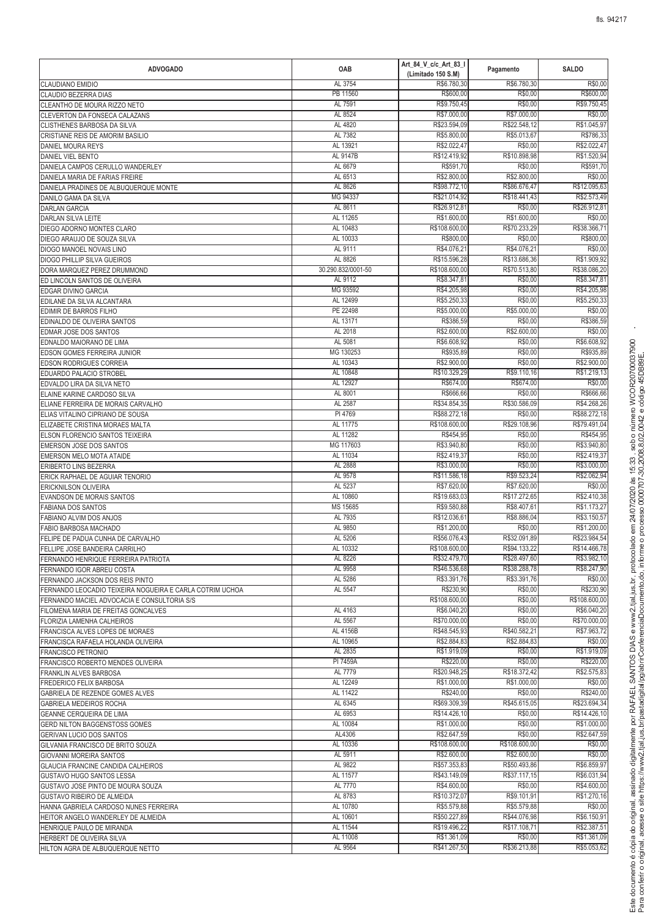| ADVOGADO | OAB | Art_84_V_c/c_Art_83_I (Limitado 150 S.M) | Pagamento | SALDO |
|---|---|---|---|---|
| CLAUDIANO EMIDIO | AL 3754 | R$6.780,30 | R$6.780,30 | R$0,00 |
| CLAUDIO BEZERRA DIAS | PB 11560 | R$600,00 | R$0,00 | R$600,00 |
| CLEANTHO DE MOURA RIZZO NETO | AL 7591 | R$9.750,45 | R$0,00 | R$9.750,45 |
| CLEVERTON DA FONSECA CALAZANS | AL 8524 | R$7.000,00 | R$7.000,00 | R$0,00 |
| CLISTHENES BARBOSA DA SILVA | AL 4820 | R$23.594,09 | R$22.548,12 | R$1.045,97 |
| CRISTIANE REIS DE AMORIM BASILIO | AL 7382 | R$5.800,00 | R$5.013,67 | R$786,33 |
| DANIEL MOURA REYS | AL 13921 | R$2.022,47 | R$0,00 | R$2.022,47 |
| DANIEL VIEL BENTO | AL 9147B | R$12.419,92 | R$10.898,98 | R$1.520,94 |
| DANIELA CAMPOS CERULLO WANDERLEY | AL 6679 | R$591,70 | R$0,00 | R$591,70 |
| DANIELA MARIA DE FARIAS FREIRE | AL 6513 | R$2.800,00 | R$2.800,00 | R$0,00 |
| DANIELA PRADINES DE ALBUQUERQUE MONTE | AL 8626 | R$98.772,10 | R$86.676,47 | R$12.095,63 |
| DANILO GAMA DA SILVA | MG 94337 | R$21.014,92 | R$18.441,43 | R$2.573,49 |
| DARLAN GARCIA | AL 8611 | R$26.912,81 | R$0,00 | R$26.912,81 |
| DARLAN SILVA LEITE | AL 11265 | R$1.600,00 | R$1.600,00 | R$0,00 |
| DIEGO ADORNO MONTES CLARO | AL 10483 | R$108.600,00 | R$70.233,29 | R$38.366,71 |
| DIEGO ARAUJO DE SOUZA SILVA | AL 10033 | R$800,00 | R$0,00 | R$800,00 |
| DIOGO MANOEL NOVAIS LINO | AL 9111 | R$4.076,21 | R$4.076,21 | R$0,00 |
| DIOGO PHILLIP SILVA GUEIROS | AL 8826 | R$15.596,28 | R$13.686,36 | R$1.909,92 |
| DORA MARQUEZ PEREZ DRUMMOND | 30.290.832/0001-50 | R$108.600,00 | R$70.513,80 | R$38.086,20 |
| ED LINCOLN SANTOS DE OLIVEIRA | AL 9112 | R$8.347,81 | R$0,00 | R$8.347,81 |
| EDGAR DIVINO GARCIA | MG 93592 | R$4.205,98 | R$0,00 | R$4.205,98 |
| EDILANE DA SILVA ALCANTARA | AL 12499 | R$5.250,33 | R$0,00 | R$5.250,33 |
| EDIMIR DE BARROS FILHO | PE 22498 | R$5.000,00 | R$5.000,00 | R$0,00 |
| EDINALDO DE OLIVEIRA SANTOS | AL 13171 | R$386,59 | R$0,00 | R$386,59 |
| EDMAR JOSE DOS SANTOS | AL 2018 | R$2.600,00 | R$2.600,00 | R$0,00 |
| EDNALDO MAIORANO DE LIMA | AL 5081 | R$6.608,92 | R$0,00 | R$6.608,92 |
| EDSON GOMES FERREIRA JUNIOR | MG 130253 | R$935,89 | R$0,00 | R$935,89 |
| EDSON RODRIGUES CORREIA | AL 10343 | R$2.900,00 | R$0,00 | R$2.900,00 |
| EDUARDO PALACIO STROBEL | AL 10848 | R$10.329,29 | R$9.110,16 | R$1.219,13 |
| EDVALDO LIRA DA SILVA NETO | AL 12927 | R$674,00 | R$674,00 | R$0,00 |
| ELAINE KARINE CARDOSO SILVA | AL 8001 | R$666,66 | R$0,00 | R$666,66 |
| ELIANE FERREIRA DE MORAIS CARVALHO | AL 2587 | R$34.854,35 | R$30.586,09 | R$4.268,26 |
| ELIAS VITALINO CIPRIANO DE SOUSA | PI 4769 | R$88.272,18 | R$0,00 | R$88.272,18 |
| ELIZABETE CRISTINA MORAES MALTA | AL 11775 | R$108.600,00 | R$29.108,96 | R$79.491,04 |
| ELSON FLORENCIO SANTOS TEIXEIRA | AL 11282 | R$454,95 | R$0,00 | R$454,95 |
| EMERSON JOSE DOS SANTOS | MG 117603 | R$3.940,80 | R$0,00 | R$3.940,80 |
| EMERSON MELO MOTA ATAIDE | AL 11034 | R$2.419,37 | R$0,00 | R$2.419,37 |
| ERIBERTO LINS BEZERRA | AL 2888 | R$3.000,00 | R$0,00 | R$3.000,00 |
| ERICK RAPHAEL DE AGUIAR TENORIO | AL 9578 | R$11.586,18 | R$9.523,24 | R$2.062,94 |
| ERICKNILSON OLIVEIRA | AL 5237 | R$7.620,00 | R$7.620,00 | R$0,00 |
| EVANDSON DE MORAIS SANTOS | AL 10860 | R$19.683,03 | R$17.272,65 | R$2.410,38 |
| FABIANA DOS SANTOS | MS 15685 | R$9.580,88 | R$8.407,61 | R$1.173,27 |
| FABIANO ALVIM DOS ANJOS | AL 7935 | R$12.036,61 | R$8.886,04 | R$3.150,57 |
| FABIO BARBOSA MACHADO | AL 9850 | R$1.200,00 | R$0,00 | R$1.200,00 |
| FELIPE DE PADUA CUNHA DE CARVALHO | AL 5206 | R$56.076,43 | R$32.091,89 | R$23.984,54 |
| FELLIPE JOSE BANDEIRA CARRILHO | AL 10332 | R$108.600,00 | R$94.133,22 | R$14.466,78 |
| FERNANDO HENRIQUE FERREIRA PATRIOTA | AL 8226 | R$32.479,70 | R$28.497,60 | R$3.982,10 |
| FERNANDO IGOR ABREU COSTA | AL 9958 | R$46.536,68 | R$38.288,78 | R$8.247,90 |
| FERNANDO JACKSON DOS REIS PINTO | AL 5286 | R$3.391,76 | R$3.391,76 | R$0,00 |
| FERNANDO LEOCADIO TEIXEIRA NOGUEIRA E CARLA COTRIM UCHOA | AL 5547 | R$230,90 | R$0,00 | R$230,90 |
| FERNANDO MACIEL ADVOCACIA E CONSULTORIA S/S | | R$108.600,00 | R$0,00 | R$108.600,00 |
| FILOMENA MARIA DE FREITAS GONCALVES | AL 4163 | R$6.040,20 | R$0,00 | R$6.040,20 |
| FLORIZIA LAMENHA CALHEIROS | AL 5567 | R$70.000,00 | R$0,00 | R$70.000,00 |
| FRANCISCA ALVES LOPES DE MORAES | AL 4156B | R$48.545,93 | R$40.582,21 | R$7.963,72 |
| FRANCISCA RAFAELA HOLANDA OLIVEIRA | AL 10965 | R$2.884,83 | R$2.884,83 | R$0,00 |
| FRANCISCO PETRONIO | AL 2835 | R$1.919,09 | R$0,00 | R$1.919,09 |
| FRANCISCO ROBERTO MENDES OLIVEIRA | PI 7459A | R$220,00 | R$0,00 | R$220,00 |
| FRANKLIN ALVES BARBOSA | AL 7779 | R$20.948,25 | R$18.372,42 | R$2.575,83 |
| FREDERICO FELIX BARBOSA | AL 12249 | R$1.000,00 | R$1.000,00 | R$0,00 |
| GABRIELA DE REZENDE GOMES ALVES | AL 11422 | R$240,00 | R$0,00 | R$240,00 |
| GABRIELA MEDEIROS ROCHA | AL 6345 | R$69.309,39 | R$45.615,05 | R$23.694,34 |
| GEANNE CERQUEIRA DE LIMA | AL 6953 | R$14.426,10 | R$0,00 | R$14.426,10 |
| GERD NILTON BAGGENSTOSS GOMES | AL 10084 | R$1.000,00 | R$0,00 | R$1.000,00 |
| GERIVAN LUCIO DOS SANTOS | AL4306 | R$2.647,59 | R$0,00 | R$2.647,59 |
| GILVANIA FRANCISCO DE BRITO SOUZA | AL 10336 | R$108.600,00 | R$108.600,00 | R$0,00 |
| GIOVANNI MOREIRA SANTOS | AL 5911 | R$2.600,00 | R$2.600,00 | R$0,00 |
| GLAUCIA FRANCINE CANDIDA CALHEIROS | AL 9822 | R$57.353,83 | R$50.493,86 | R$6.859,97 |
| GUSTAVO HUGO SANTOS LESSA | AL 11577 | R$43.149,09 | R$37.117,15 | R$6.031,94 |
| GUSTAVO JOSE PINTO DE MOURA SOUZA | AL 7770 | R$4.600,00 | R$0,00 | R$4.600,00 |
| GUSTAVO RIBEIRO DE ALMEIDA | AL 8783 | R$10.372,07 | R$9.101,91 | R$1.270,16 |
| HANNA GABRIELA CARDOSO NUNES FERREIRA | AL 10780 | R$5.579,88 | R$5.579,88 | R$0,00 |
| HEITOR ANGELO WANDERLEY DE ALMEIDA | AL 10601 | R$50.227,89 | R$44.076,98 | R$6.150,91 |
| HENRIQUE PAULO DE MIRANDA | AL 11544 | R$19.496,22 | R$17.108,71 | R$2.387,51 |
| HERBERT DE OLIVEIRA SILVA | AL 11008 | R$1.361,09 | R$0,00 | R$1.361,09 |
| HILTON AGRA DE ALBUQUERQUE NETTO | AL 9564 | R$41.267,50 | R$36.213,88 | R$5.053,62 |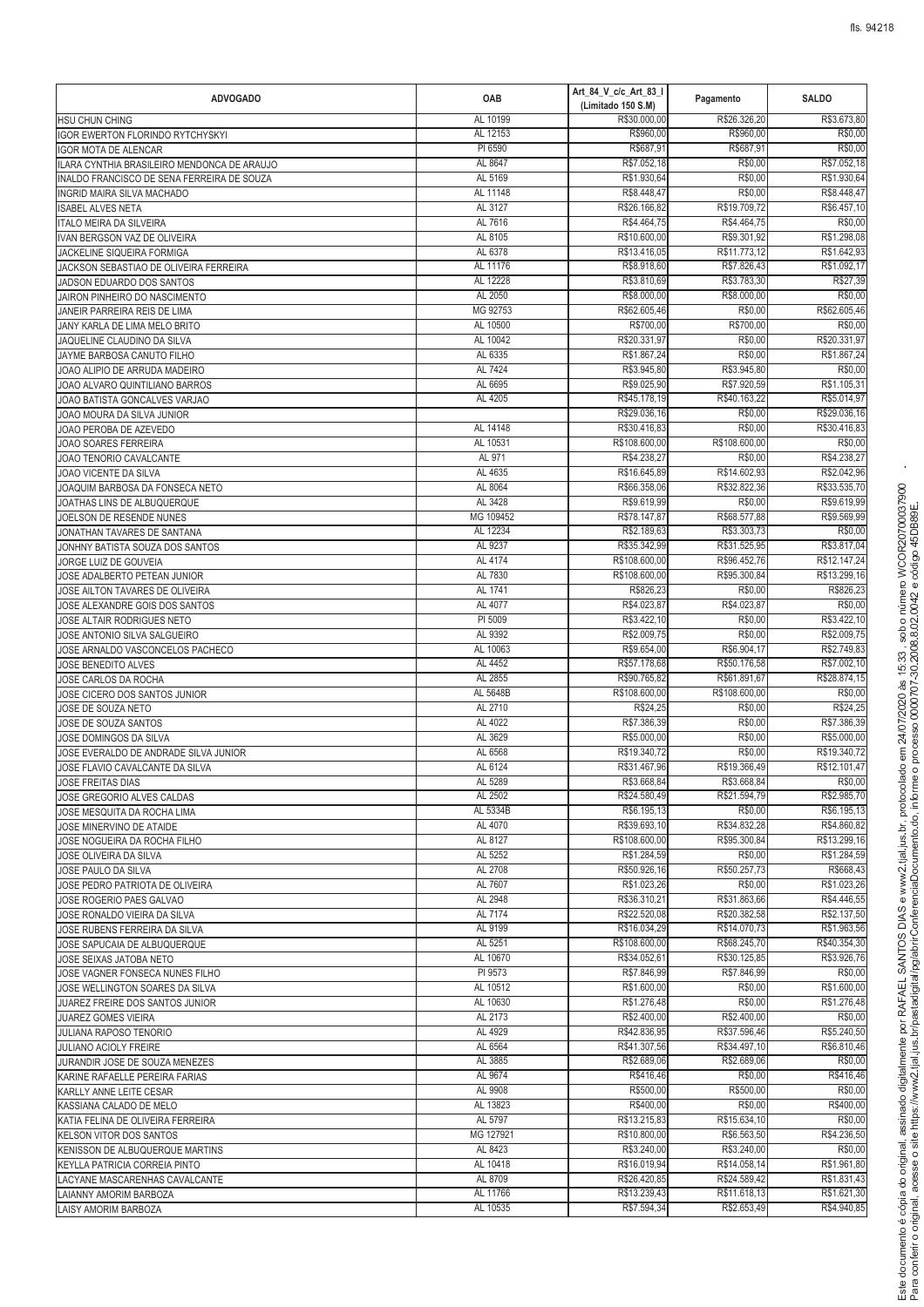| ADVOGADO | OAB | Art_84_V_c/c_Art_83_I (Limitado 150 S.M) | Pagamento | SALDO |
|---|---|---|---|---|
| HSU CHUN CHING | AL 10199 | R$30.000,00 | R$26.326,20 | R$3.673,80 |
| IGOR EWERTON FLORINDO RYTCHYSKYI | AL 12153 | R$960,00 | R$960,00 | R$0,00 |
| IGOR MOTA DE ALENCAR | PI 6590 | R$687,91 | R$687,91 | R$0,00 |
| ILARA CYNTHIA BRASILEIRO MENDONCA DE ARAUJO | AL 8647 | R$7.052,18 | R$0,00 | R$7.052,18 |
| INALDO FRANCISCO DE SENA FERREIRA DE SOUZA | AL 5169 | R$1.930,64 | R$0,00 | R$1.930,64 |
| INGRID MAIRA SILVA MACHADO | AL 11148 | R$8.448,47 | R$0,00 | R$8.448,47 |
| ISABEL ALVES NETA | AL 3127 | R$26.166,82 | R$19.709,72 | R$6.457,10 |
| ITALO MEIRA DA SILVEIRA | AL 7616 | R$4.464,75 | R$4.464,75 | R$0,00 |
| IVAN BERGSON VAZ DE OLIVEIRA | AL 8105 | R$10.600,00 | R$9.301,92 | R$1.298,08 |
| JACKELINE SIQUEIRA FORMIGA | AL 6378 | R$13.416,05 | R$11.773,12 | R$1.642,93 |
| JACKSON SEBASTIAO DE OLIVEIRA FERREIRA | AL 11176 | R$8.918,60 | R$7.826,43 | R$1.092,17 |
| JADSON EDUARDO DOS SANTOS | AL 12228 | R$3.810,69 | R$3.783,30 | R$27,39 |
| JAIRON PINHEIRO DO NASCIMENTO | AL 2050 | R$8.000,00 | R$8.000,00 | R$0,00 |
| JANEIR PARREIRA REIS DE LIMA | MG 92753 | R$62.605,46 | R$0,00 | R$62.605,46 |
| JANY KARLA DE LIMA MELO BRITO | AL 10500 | R$700,00 | R$700,00 | R$0,00 |
| JAQUELINE CLAUDINO DA SILVA | AL 10042 | R$20.331,97 | R$0,00 | R$20.331,97 |
| JAYME BARBOSA CANUTO FILHO | AL 6335 | R$1.867,24 | R$0,00 | R$1.867,24 |
| JOAO ALIPIO DE ARRUDA MADEIRO | AL 7424 | R$3.945,80 | R$3.945,80 | R$0,00 |
| JOAO ALVARO QUINTILIANO BARROS | AL 6695 | R$9.025,90 | R$7.920,59 | R$1.105,31 |
| JOAO BATISTA GONCALVES VARJAO | AL 4205 | R$45.178,19 | R$40.163,22 | R$5.014,97 |
| JOAO MOURA DA SILVA JUNIOR | | R$29.036,16 | R$0,00 | R$29.036,16 |
| JOAO PEROBA DE AZEVEDO | AL 14148 | R$30.416,83 | R$0,00 | R$30.416,83 |
| JOAO SOARES FERREIRA | AL 10531 | R$108.600,00 | R$108.600,00 | R$0,00 |
| JOAO TENORIO CAVALCANTE | AL 971 | R$4.238,27 | R$0,00 | R$4.238,27 |
| JOAO VICENTE DA SILVA | AL 4635 | R$16.645,89 | R$14.602,93 | R$2.042,96 |
| JOAQUIM BARBOSA DA FONSECA NETO | AL 8064 | R$66.358,06 | R$32.822,36 | R$33.535,70 |
| JOATHAS LINS DE ALBUQUERQUE | AL 3428 | R$9.619,99 | R$0,00 | R$9.619,99 |
| JOELSON DE RESENDE NUNES | MG 109452 | R$78.147,87 | R$68.577,88 | R$9.569,99 |
| JONATHAN TAVARES DE SANTANA | AL 12234 | R$2.189,63 | R$3.303,73 | R$0,00 |
| JONHNY BATISTA SOUZA DOS SANTOS | AL 9237 | R$35.342,99 | R$31.525,95 | R$3.817,04 |
| JORGE LUIZ DE GOUVEIA | AL 4174 | R$108.600,00 | R$96.452,76 | R$12.147,24 |
| JOSE ADALBERTO PETEAN JUNIOR | AL 7830 | R$108.600,00 | R$95.300,84 | R$13.299,16 |
| JOSE AILTON TAVARES DE OLIVEIRA | AL 1741 | R$826,23 | R$0,00 | R$826,23 |
| JOSE ALEXANDRE GOIS DOS SANTOS | AL 4077 | R$4.023,87 | R$4.023,87 | R$0,00 |
| JOSE ALTAIR RODRIGUES NETO | PI 5009 | R$3.422,10 | R$0,00 | R$3.422,10 |
| JOSE ANTONIO SILVA SALGUEIRO | AL 9392 | R$2.009,75 | R$0,00 | R$2.009,75 |
| JOSE ARNALDO VASCONCELOS PACHECO | AL 10063 | R$9.654,00 | R$6.904,17 | R$2.749,83 |
| JOSE BENEDITO ALVES | AL 4452 | R$57.178,68 | R$50.176,58 | R$7.002,10 |
| JOSE CARLOS DA ROCHA | AL 2855 | R$90.765,82 | R$61.891,67 | R$28.874,15 |
| JOSE CICERO DOS SANTOS JUNIOR | AL 5648B | R$108.600,00 | R$108.600,00 | R$0,00 |
| JOSE DE SOUZA NETO | AL 2710 | R$24,25 | R$0,00 | R$24,25 |
| JOSE DE SOUZA SANTOS | AL 4022 | R$7.386,39 | R$0,00 | R$7.386,39 |
| JOSE DOMINGOS DA SILVA | AL 3629 | R$5.000,00 | R$0,00 | R$5.000,00 |
| JOSE EVERALDO DE ANDRADE SILVA JUNIOR | AL 6568 | R$19.340,72 | R$0,00 | R$19.340,72 |
| JOSE FLAVIO CAVALCANTE DA SILVA | AL 6124 | R$31.467,96 | R$19.366,49 | R$12.101,47 |
| JOSE FREITAS DIAS | AL 5289 | R$3.668,84 | R$3.668,84 | R$0,00 |
| JOSE GREGORIO ALVES CALDAS | AL 2502 | R$24.580,49 | R$21.594,79 | R$2.985,70 |
| JOSE MESQUITA DA ROCHA LIMA | AL 5334B | R$6.195,13 | R$0,00 | R$6.195,13 |
| JOSE MINERVINO DE ATAIDE | AL 4070 | R$39.693,10 | R$34.832,28 | R$4.860,82 |
| JOSE NOGUEIRA DA ROCHA FILHO | AL 8127 | R$108.600,00 | R$95.300,84 | R$13.299,16 |
| JOSE OLIVEIRA DA SILVA | AL 5252 | R$1.284,59 | R$0,00 | R$1.284,59 |
| JOSE PAULO DA SILVA | AL 2708 | R$50.926,16 | R$50.257,73 | R$668,43 |
| JOSE PEDRO PATRIOTA DE OLIVEIRA | AL 7607 | R$1.023,26 | R$0,00 | R$1.023,26 |
| JOSE ROGERIO PAES GALVAO | AL 2948 | R$36.310,21 | R$31.863,66 | R$4.446,55 |
| JOSE RONALDO VIEIRA DA SILVA | AL 7174 | R$22.520,08 | R$20.382,58 | R$2.137,50 |
| JOSE RUBENS FERREIRA DA SILVA | AL 9199 | R$16.034,29 | R$14.070,73 | R$1.963,56 |
| JOSE SAPUCAIA DE ALBUQUERQUE | AL 5251 | R$108.600,00 | R$68.245,70 | R$40.354,30 |
| JOSE SEIXAS JATOBA NETO | AL 10670 | R$34.052,61 | R$30.125,85 | R$3.926,76 |
| JOSE VAGNER FONSECA NUNES FILHO | PI 9573 | R$7.846,99 | R$7.846,99 | R$0,00 |
| JOSE WELLINGTON SOARES DA SILVA | AL 10512 | R$1.600,00 | R$0,00 | R$1.600,00 |
| JUAREZ FREIRE DOS SANTOS JUNIOR | AL 10630 | R$1.276,48 | R$0,00 | R$1.276,48 |
| JUAREZ GOMES VIEIRA | AL 2173 | R$2.400,00 | R$2.400,00 | R$0,00 |
| JULIANA RAPOSO TENORIO | AL 4929 | R$42.836,95 | R$37.596,46 | R$5.240,50 |
| JULIANO ACIOLY FREIRE | AL 6564 | R$41.307,56 | R$34.497,10 | R$6.810,46 |
| JURANDIR JOSE DE SOUZA MENEZES | AL 3885 | R$2.689,06 | R$2.689,06 | R$0,00 |
| KARINE RAFAELLE PEREIRA FARIAS | AL 9674 | R$416,46 | R$0,00 | R$416,46 |
| KARLLY ANNE LEITE CESAR | AL 9908 | R$500,00 | R$500,00 | R$0,00 |
| KASSIANA CALADO DE MELO | AL 13823 | R$400,00 | R$0,00 | R$400,00 |
| KATIA FELINA DE OLIVEIRA FERREIRA | AL 5797 | R$13.215,83 | R$15.634,10 | R$0,00 |
| KELSON VITOR DOS SANTOS | MG 127921 | R$10.800,00 | R$6.563,50 | R$4.236,50 |
| KENISSON DE ALBUQUERQUE MARTINS | AL 8423 | R$3.240,00 | R$3.240,00 | R$0,00 |
| KEYLLA PATRICIA CORREIA PINTO | AL 10418 | R$16.019,94 | R$14.058,14 | R$1.961,80 |
| LACYANE MASCARENHAS CAVALCANTE | AL 8709 | R$26.420,85 | R$24.589,42 | R$1.831,43 |
| LAIANNY AMORIM BARBOZA | AL 11766 | R$13.239,43 | R$11.618,13 | R$1.621,30 |
| LAISY AMORIM BARBOZA | AL 10535 | R$7.594,34 | R$2.653,49 | R$4.940,85 |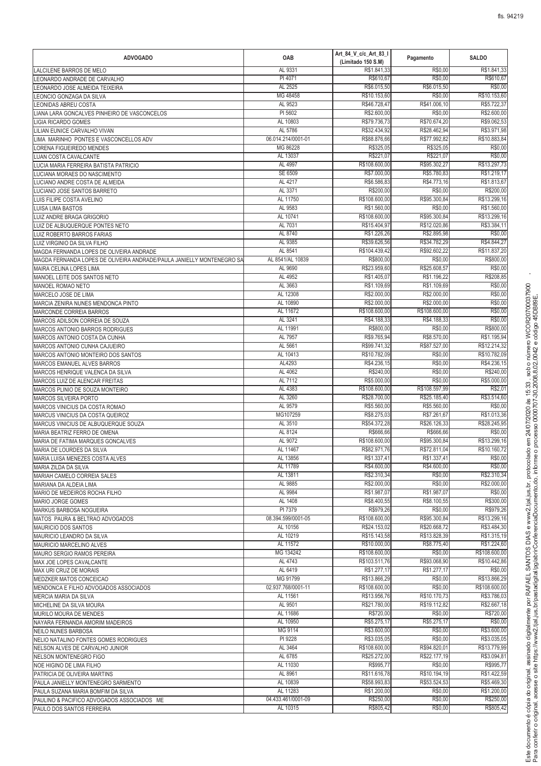| ADVOGADO | OAB | Art_84_V_c/c_Art_83_I (Limitado 150 S.M) | Pagamento | SALDO |
|---|---|---|---|---|
| LALCILENE BARROS DE MELO | AL 9331 | R$1.841,33 | R$0,00 | R$1.841,33 |
| LEONARDO ANDRADE DE CARVALHO | PI 4071 | R$610,67 | R$0,00 | R$610,67 |
| LEONARDO JOSE ALMEIDA TEIXEIRA | AL 2525 | R$6.015,50 | R$6.015,50 | R$0,00 |
| LEONCIO GONZAGA DA SILVA | MG 48458 | R$10.153,60 | R$0,00 | R$10.153,60 |
| LEONIDAS ABREU COSTA | AL 9523 | R$46.728,47 | R$41.006,10 | R$5.722,37 |
| LIANA LARA GONCALVES PINHEIRO DE VASCONCELOS | PI 5602 | R$2.600,00 | R$0,00 | R$2.600,00 |
| LIGIA RICARDO GOMES | AL 10803 | R$79.736,73 | R$70.674,20 | R$9.062,53 |
| LILIAN EUNICE CARVALHO VIVAN | AL 5786 | R$32.434,92 | R$28.462,94 | R$3.971,98 |
| LIMA MARINHO PONTES E VASCONCELLOS ADV | 06.014.214/0001-01 | R$88.876,66 | R$77.992,82 | R$10.883,84 |
| LORENA FIGUEIREDO MENDES | MG 86228 | R$325,05 | R$325,05 | R$0,00 |
| LUAN COSTA CAVALCANTE | AL 13037 | R$221,07 | R$221,07 | R$0,00 |
| LUCIA MARIA FERREIRA BATISTA PATRICIO | AL 4997 | R$108.600,00 | R$95.302,27 | R$13.297,73 |
| LUCIANA MORAES DO NASCIMENTO | SE 6509 | R$7.000,00 | R$5.780,83 | R$1.219,17 |
| LUCIANO ANDRE COSTA DE ALMEIDA | AL 4217 | R$6.586,83 | R$4.773,16 | R$1.813,67 |
| LUCIANO JOSE SANTOS BARRETO | AL 3371 | R$200,00 | R$0,00 | R$200,00 |
| LUIS FILIPE COSTA AVELINO | AL 11750 | R$108.600,00 | R$95.300,84 | R$13.299,16 |
| LUISA LIMA BASTOS | AL 9583 | R$1.560,00 | R$0,00 | R$1.560,00 |
| LUIZ ANDRE BRAGA GRIGORIO | AL 10741 | R$108.600,00 | R$95.300,84 | R$13.299,16 |
| LUIZ DE ALBUQUERQUE PONTES NETO | AL 7031 | R$15.404,97 | R$12.020,86 | R$3.384,11 |
| LUIZ ROBERTO BARROS FARIAS | AL 8740 | R$1.226,26 | R$2.895,98 | R$0,00 |
| LUIZ VIRGINIO DA SILVA FILHO | AL 9385 | R$39.626,56 | R$34.782,29 | R$4.844,27 |
| MAGDA FERNANDA LOPES DE OLIVEIRA ANDRADE | AL 8541 | R$104.439,42 | R$92.602,22 | R$11.837,20 |
| MAGDA FERNANDA LOPES DE OLIVEIRA ANDRADE/PAULA JANIELLY MONTENEGRO SA | AL 8541/AL 10839 | R$800,00 | R$0,00 | R$800,00 |
| MAIRA CELINA LOPES LIMA | AL 9690 | R$23.959,60 | R$25.608,57 | R$0,00 |
| MANOEL LEITE DOS SANTOS NETO | AL 4952 | R$1.405,07 | R$1.196,22 | R$208,85 |
| MANOEL ROMAO NETO | AL 3663 | R$1.109,69 | R$1.109,69 | R$0,00 |
| MARCELO JOSE DE LIMA | AL 12308 | R$2.000,00 | R$2.000,00 | R$0,00 |
| MARCIA ZENIRA NUNES MENDONCA PINTO | AL 10890 | R$2.000,00 | R$2.000,00 | R$0,00 |
| MARCONDE CORREIA BARROS | AL 11672 | R$108.600,00 | R$108.600,00 | R$0,00 |
| MARCOS ADILSON CORREIA DE SOUZA | AL 3241 | R$4.188,33 | R$4.188,33 | R$0,00 |
| MARCOS ANTONIO BARROS RODRIGUES | AL 11991 | R$800,00 | R$0,00 | R$800,00 |
| MARCOS ANTONIO COSTA DA CUNHA | AL 7957 | R$9.765,94 | R$8.570,00 | R$1.195,94 |
| MARCOS ANTONIO CUNHA CAJUEIRO | AL 5661 | R$99.741,32 | R$87.527,00 | R$12.214,32 |
| MARCOS ANTONIO MONTEIRO DOS SANTOS | AL 10413 | R$10.782,09 | R$0,00 | R$10.782,09 |
| MARCOS EMANUEL ALVES BARROS | AL4293 | R$4.236,15 | R$0,00 | R$4.236,15 |
| MARCOS HENRIQUE VALENCA DA SILVA | AL 4062 | R$240,00 | R$0,00 | R$240,00 |
| MARCOS LUIZ DE ALENCAR FREITAS | AL 7112 | R$5.000,00 | R$0,00 | R$5.000,00 |
| MARCOS PLINIO DE SOUZA MONTEIRO | AL 4383 | R$108.600,00 | R$108.597,99 | R$2,01 |
| MARCOS SILVEIRA PORTO | AL 3260 | R$28.700,00 | R$25.185,40 | R$3.514,60 |
| MARCOS VINICIUS DA COSTA ROMAO | AL 9579 | R$5.560,00 | R$5.560,00 | R$0,00 |
| MARCUS VINICIUS DA COSTA QUEIROZ | MG107259 | R$8.275,03 | R$7.261,67 | R$1.013,36 |
| MARCUS VINICIUS DE ALBUQUERQUE SOUZA | AL 3510 | R$54.372,28 | R$26.126,33 | R$28.245,95 |
| MARIA BEATRIZ FERRO DE OMENA | AL 8124 | R$666,66 | R$666,66 | R$0,00 |
| MARIA DE FATIMA MARQUES GONCALVES | AL 9072 | R$108.600,00 | R$95.300,84 | R$13.299,16 |
| MARIA DE LOURDES DA SILVA | AL 11467 | R$82.971,76 | R$72.811,04 | R$10.160,72 |
| MARIA LUISA MENEZES COSTA ALVES | AL 13856 | R$1.337,41 | R$1.337,41 | R$0,00 |
| MARIA ZILDA DA SILVA | AL 11789 | R$4.600,00 | R$4.600,00 | R$0,00 |
| MARIAH CAMELO CORREIA SALES | AL 13811 | R$2.310,34 | R$0,00 | R$2.310,34 |
| MARIANA DA ALDEIA LIMA | AL 9885 | R$2.000,00 | R$0,00 | R$2.000,00 |
| MARIO DE MEDEIROS ROCHA FILHO | AL 9984 | R$1.987,07 | R$1.987,07 | R$0,00 |
| MARIO JORGE GOMES | AL 1408 | R$8.400,55 | R$8.100,55 | R$300,00 |
| MARKUS BARBOSA NOGUEIRA | PI 7379 | R$979,26 | R$0,00 | R$979,26 |
| MATOS PAURA & BELTRAO ADVOGADOS | 08.394.599/0001-05 | R$108.600,00 | R$95.300,84 | R$13.299,16 |
| MAURICIO DOS SANTOS | AL 10156 | R$24.153,02 | R$20.668,72 | R$3.484,30 |
| MAURICIO LEANDRO DA SILVA | AL 10219 | R$15.143,58 | R$13.828,39 | R$1.315,19 |
| MAURICIO MARCELINO ALVES | AL 11572 | R$10.000,00 | R$8.775,40 | R$1.224,60 |
| MAURO SERGIO RAMOS PEREIRA | MG 134242 | R$108.600,00 | R$0,00 | R$108.600,00 |
| MAX JOE LOPES CAVALCANTE | AL 4743 | R$103.511,76 | R$93.068,90 | R$10.442,86 |
| MAX URI CRUZ DE MORAIS | AL 6419 | R$1.277,17 | R$1.277,17 | R$0,00 |
| MEDZKER MATOS CONCEICAO | MG 91799 | R$13.866,29 | R$0,00 | R$13.866,29 |
| MENDONCA E FILHO ADVOGADOS ASSOCIADOS | 02.937.768/0001-11 | R$108.600,00 | R$0,00 | R$108.600,00 |
| MERCIA MARIA DA SILVA | AL 11561 | R$13.956,76 | R$10.170,73 | R$3.786,03 |
| MICHELINE DA SILVA MOURA | AL 9501 | R$21.780,00 | R$19.112,82 | R$2.667,18 |
| MURILO MOURA DE MENDES | AL 11686 | R$720,00 | R$0,00 | R$720,00 |
| NAYARA FERNANDA AMORIM MADEIROS | AL 10950 | R$5.275,17 | R$5.275,17 | R$0,00 |
| NEILO NUNES BARBOSA | MG 9114 | R$3.600,00 | R$0,00 | R$3.600,00 |
| NELIO NATALINO FONTES GOMES RODRIGUES | PI 9228 | R$3.035,05 | R$0,00 | R$3.035,05 |
| NELSON ALVES DE CARVALHO JUNIOR | AL 3464 | R$108.600,00 | R$94.820,01 | R$13.779,99 |
| NELSON MONTENEGRO FIGO | AL 6785 | R$25.272,00 | R$22.177,19 | R$3.094,81 |
| NOE HIGINO DE LIMA FILHO | AL 11030 | R$995,77 | R$0,00 | R$995,77 |
| PATRICIA DE OLIVEIRA MARTINS | AL 8961 | R$11.616,78 | R$10.194,19 | R$1.422,59 |
| PAULA JANIELLY MONTENEGRO SARMENTO | AL 10839 | R$58.993,83 | R$53.524,53 | R$5.469,30 |
| PAULA SUZANA MARIA BOMFIM DA SILVA | AL 11283 | R$1.200,00 | R$0,00 | R$1.200,00 |
| PAULINO & PACIFICO ADVOGADOS ASSOCIADOS ME | 04.433.461/0001-09 | R$250,00 | R$0,00 | R$250,00 |
| PAULO DOS SANTOS FERREIRA | AL 10315 | R$805,42 | R$0,00 | R$805,42 |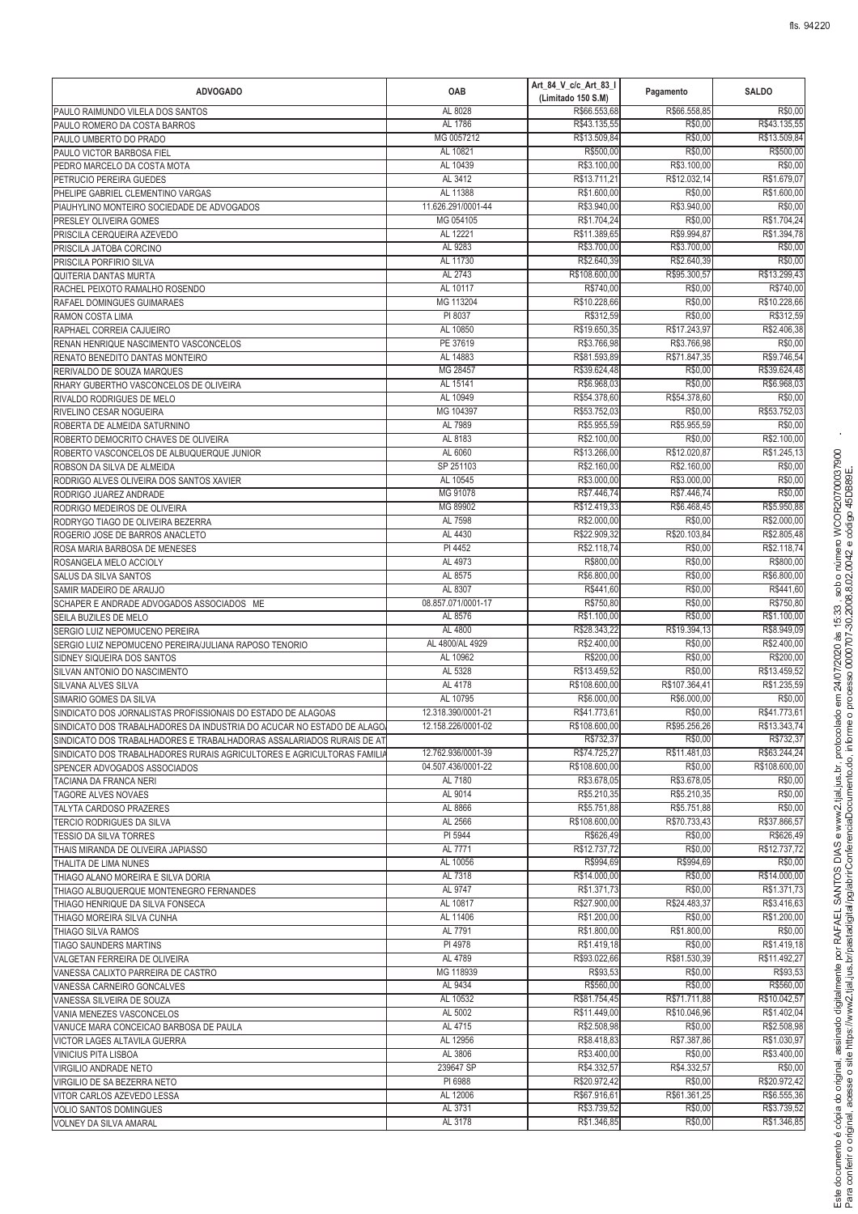| ADVOGADO | OAB | Art_84_V_c/c_Art_83_I (Limitado 150 S.M) | Pagamento | SALDO |
|---|---|---|---|---|
| PAULO RAIMUNDO VILELA DOS SANTOS | AL 8028 | R$66.553,68 | R$66.558,85 | R$0,00 |
| PAULO ROMERO DA COSTA BARROS | AL 1786 | R$43.135,55 | R$0,00 | R$43.135,55 |
| PAULO UMBERTO DO PRADO | MG 0057212 | R$13.509,84 | R$0,00 | R$13.509,84 |
| PAULO VICTOR BARBOSA FIEL | AL 10821 | R$500,00 | R$0,00 | R$500,00 |
| PEDRO MARCELO DA COSTA MOTA | AL 10439 | R$3.100,00 | R$3.100,00 | R$0,00 |
| PETRUCIO PEREIRA GUEDES | AL 3412 | R$13.711,21 | R$12.032,14 | R$1.679,07 |
| PHELIPE GABRIEL CLEMENTINO VARGAS | AL 11388 | R$1.600,00 | R$0,00 | R$1.600,00 |
| PIAUHYLINO MONTEIRO SOCIEDADE DE ADVOGADOS | 11.626.291/0001-44 | R$3.940,00 | R$3.940,00 | R$0,00 |
| PRESLEY OLIVEIRA GOMES | MG 054105 | R$1.704,24 | R$0,00 | R$1.704,24 |
| PRISCILA CERQUEIRA AZEVEDO | AL 12221 | R$11.389,65 | R$9.994,87 | R$1.394,78 |
| PRISCILA JATOBA CORCINO | AL 9283 | R$3.700,00 | R$3.700,00 | R$0,00 |
| PRISCILA PORFIRIO SILVA | AL 11730 | R$2.640,39 | R$2.640,39 | R$0,00 |
| QUITERIA DANTAS MURTA | AL 2743 | R$108.600,00 | R$95.300,57 | R$13.299,43 |
| RACHEL PEIXOTO RAMALHO ROSENDO | AL 10117 | R$740,00 | R$0,00 | R$740,00 |
| RAFAEL DOMINGUES GUIMARAES | MG 113204 | R$10.228,66 | R$0,00 | R$10.228,66 |
| RAMON COSTA LIMA | PI 8037 | R$312,59 | R$0,00 | R$312,59 |
| RAPHAEL CORREIA CAJUEIRO | AL 10850 | R$19.650,35 | R$17.243,97 | R$2.406,38 |
| RENAN HENRIQUE NASCIMENTO VASCONCELOS | PE 37619 | R$3.766,98 | R$3.766,98 | R$0,00 |
| RENATO BENEDITO DANTAS MONTEIRO | AL 14883 | R$81.593,89 | R$71.847,35 | R$9.746,54 |
| RERIVALDO DE SOUZA MARQUES | MG 28457 | R$39.624,48 | R$0,00 | R$39.624,48 |
| RHARY GUBERTHO VASCONCELOS DE OLIVEIRA | AL 15141 | R$6.968,03 | R$0,00 | R$6.968,03 |
| RIVALDO RODRIGUES DE MELO | AL 10949 | R$54.378,60 | R$54.378,60 | R$0,00 |
| RIVELINO CESAR NOGUEIRA | MG 104397 | R$53.752,03 | R$0,00 | R$53.752,03 |
| ROBERTA DE ALMEIDA SATURNINO | AL 7989 | R$5.955,59 | R$5.955,59 | R$0,00 |
| ROBERTO DEMOCRITO CHAVES DE OLIVEIRA | AL 8183 | R$2.100,00 | R$0,00 | R$2.100,00 |
| ROBERTO VASCONCELOS DE ALBUQUERQUE JUNIOR | AL 6060 | R$13.266,00 | R$12.020,87 | R$1.245,13 |
| ROBSON DA SILVA DE ALMEIDA | SP 251103 | R$2.160,00 | R$2.160,00 | R$0,00 |
| RODRIGO ALVES OLIVEIRA DOS SANTOS XAVIER | AL 10545 | R$3.000,00 | R$3.000,00 | R$0,00 |
| RODRIGO JUAREZ ANDRADE | MG 91078 | R$7.446,74 | R$7.446,74 | R$0,00 |
| RODRIGO MEDEIROS DE OLIVEIRA | MG 89902 | R$12.419,33 | R$6.468,45 | R$5.950,88 |
| RODRYGO TIAGO DE OLIVEIRA BEZERRA | AL 7598 | R$2.000,00 | R$0,00 | R$2.000,00 |
| ROGERIO JOSE DE BARROS ANACLETO | AL 4430 | R$22.909,32 | R$20.103,84 | R$2.805,48 |
| ROSA MARIA BARBOSA DE MENESES | PI 4452 | R$2.118,74 | R$0,00 | R$2.118,74 |
| ROSANGELA MELO ACCIOLY | AL 4973 | R$800,00 | R$0,00 | R$800,00 |
| SALUS DA SILVA SANTOS | AL 8575 | R$6.800,00 | R$0,00 | R$6.800,00 |
| SAMIR MADEIRO DE ARAUJO | AL 8307 | R$441,60 | R$0,00 | R$441,60 |
| SCHAPER E ANDRADE ADVOGADOS ASSOCIADOS ME | 08.857.071/0001-17 | R$750,80 | R$0,00 | R$750,80 |
| SEILA BUZILES DE MELO | AL 8576 | R$1.100,00 | R$0,00 | R$1.100,00 |
| SERGIO LUIZ NEPOMUCENO PEREIRA | AL 4800 | R$28.343,22 | R$19.394,13 | R$8.949,09 |
| SERGIO LUIZ NEPOMUCENO PEREIRA/JULIANA RAPOSO TENORIO | AL 4800/AL 4929 | R$2.400,00 | R$0,00 | R$2.400,00 |
| SIDNEY SIQUEIRA DOS SANTOS | AL 10962 | R$200,00 | R$0,00 | R$200,00 |
| SILVAN ANTONIO DO NASCIMENTO | AL 5328 | R$13.459,52 | R$0,00 | R$13.459,52 |
| SILVANA ALVES SILVA | AL 4178 | R$108.600,00 | R$107.364,41 | R$1.235,59 |
| SIMARIO GOMES DA SILVA | AL 10795 | R$6.000,00 | R$6.000,00 | R$0,00 |
| SINDICATO DOS JORNALISTAS PROFISSIONAIS DO ESTADO DE ALAGOAS | 12.318.390/0001-21 | R$41.773,61 | R$0,00 | R$41.773,61 |
| SINDICATO DOS TRABALHADORES DA INDUSTRIA DO ACUCAR NO ESTADO DE ALAGO | 12.158.226/0001-02 | R$108.600,00 | R$95.256,26 | R$13.343,74 |
| SINDICATO DOS TRABALHADORES E TRABALHADORAS ASSALARIADOS RURAIS DE AT | | R$732,37 | R$0,00 | R$732,37 |
| SINDICATO DOS TRABALHADORES RURAIS AGRICULTORES E AGRICULTORAS FAMILIA | 12.762.936/0001-39 | R$74.725,27 | R$11.481,03 | R$63.244,24 |
| SPENCER ADVOGADOS ASSOCIADOS | 04.507.436/0001-22 | R$108.600,00 | R$0,00 | R$108.600,00 |
| TACIANA DA FRANCA NERI | AL 7180 | R$3.678,05 | R$3.678,05 | R$0,00 |
| TAGORE ALVES NOVAES | AL 9014 | R$5.210,35 | R$5.210,35 | R$0,00 |
| TALYTA CARDOSO PRAZERES | AL 8866 | R$5.751,88 | R$5.751,88 | R$0,00 |
| TERCIO RODRIGUES DA SILVA | AL 2566 | R$108.600,00 | R$70.733,43 | R$37.866,57 |
| TESSIO DA SILVA TORRES | PI 5944 | R$626,49 | R$0,00 | R$626,49 |
| THAIS MIRANDA DE OLIVEIRA JAPIASSO | AL 7771 | R$12.737,72 | R$0,00 | R$12.737,72 |
| THALITA DE LIMA NUNES | AL 10056 | R$994,69 | R$994,69 | R$0,00 |
| THIAGO ALANO MOREIRA E SILVA DORIA | AL 7318 | R$14.000,00 | R$0,00 | R$14.000,00 |
| THIAGO ALBUQUERQUE MONTENEGRO FERNANDES | AL 9747 | R$1.371,73 | R$0,00 | R$1.371,73 |
| THIAGO HENRIQUE DA SILVA FONSECA | AL 10817 | R$27.900,00 | R$24.483,37 | R$3.416,63 |
| THIAGO MOREIRA SILVA CUNHA | AL 11406 | R$1.200,00 | R$0,00 | R$1.200,00 |
| THIAGO SILVA RAMOS | AL 7791 | R$1.800,00 | R$1.800,00 | R$0,00 |
| TIAGO SAUNDERS MARTINS | PI 4978 | R$1.419,18 | R$0,00 | R$1.419,18 |
| VALGETAN FERREIRA DE OLIVEIRA | AL 4789 | R$93.022,66 | R$81.530,39 | R$11.492,27 |
| VANESSA CALIXTO PARREIRA DE CASTRO | MG 118939 | R$93,53 | R$0,00 | R$93,53 |
| VANESSA CARNEIRO GONCALVES | AL 9434 | R$560,00 | R$0,00 | R$560,00 |
| VANESSA SILVEIRA DE SOUZA | AL 10532 | R$81.754,45 | R$71.711,88 | R$10.042,57 |
| VANIA MENEZES VASCONCELOS | AL 5002 | R$11.449,00 | R$10.046,96 | R$1.402,04 |
| VANUCE MARA CONCEICAO BARBOSA DE PAULA | AL 4715 | R$2.508,98 | R$0,00 | R$2.508,98 |
| VICTOR LAGES ALTAVILA GUERRA | AL 12956 | R$8.418,83 | R$7.387,86 | R$1.030,97 |
| VINICIUS PITA LISBOA | AL 3806 | R$3.400,00 | R$0,00 | R$3.400,00 |
| VIRGILIO ANDRADE NETO | 239647 SP | R$4.332,57 | R$4.332,57 | R$0,00 |
| VIRGILIO DE SA BEZERRA NETO | PI 6988 | R$20.972,42 | R$0,00 | R$20.972,42 |
| VITOR CARLOS AZEVEDO LESSA | AL 12006 | R$67.916,61 | R$61.361,25 | R$6.555,36 |
| VOLIO SANTOS DOMINGUES | AL 3731 | R$3.739,52 | R$0,00 | R$3.739,52 |
| VOLNEY DA SILVA AMARAL | AL 3178 | R$1.346,85 | R$0,00 | R$1.346,85 |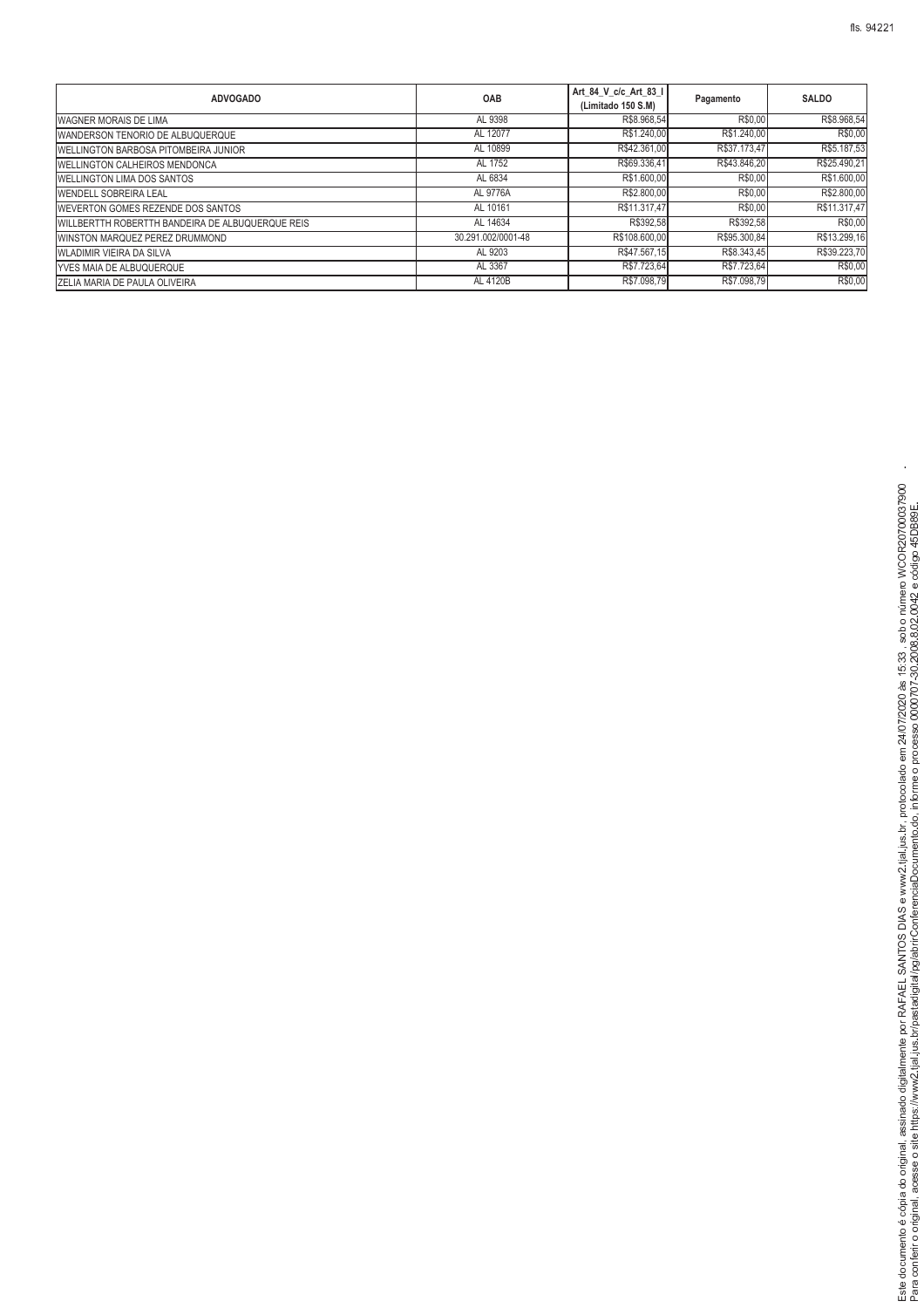| ADVOGADO | OAB | Art_84_V_c/c_Art_83_I (Limitado 150 S.M) | Pagamento | SALDO |
|---|---|---|---|---|
| WAGNER MORAIS DE LIMA | AL 9398 | R$8.968,54 | R$0,00 | R$8.968,54 |
| WANDERSON TENORIO DE ALBUQUERQUE | AL 12077 | R$1.240,00 | R$1.240,00 | R$0,00 |
| WELLINGTON BARBOSA PITOMBEIRA JUNIOR | AL 10899 | R$42.361,00 | R$37.173,47 | R$5.187,53 |
| WELLINGTON CALHEIROS MENDONCA | AL 1752 | R$69.336,41 | R$43.846,20 | R$25.490,21 |
| WELLINGTON LIMA DOS SANTOS | AL 6834 | R$1.600,00 | R$0,00 | R$1.600,00 |
| WENDELL SOBREIRA LEAL | AL 9776A | R$2.800,00 | R$0,00 | R$2.800,00 |
| WEVERTON GOMES REZENDE DOS SANTOS | AL 10161 | R$11.317,47 | R$0,00 | R$11.317,47 |
| WILLBERTTH ROBERTTH BANDEIRA DE ALBUQUERQUE REIS | AL 14634 | R$392,58 | R$392,58 | R$0,00 |
| WINSTON MARQUEZ PEREZ DRUMMOND | 30.291.002/0001-48 | R$108.600,00 | R$95.300,84 | R$13.299,16 |
| WLADIMIR VIEIRA DA SILVA | AL 9203 | R$47.567,15 | R$8.343,45 | R$39.223,70 |
| YVES MAIA DE ALBUQUERQUE | AL 3367 | R$7.723,64 | R$7.723,64 | R$0,00 |
| ZELIA MARIA DE PAULA OLIVEIRA | AL 4120B | R$7.098,79 | R$7.098,79 | R$0,00 |

Este documento é cópia do original, assinado digitalmente por RAFAEL SANTOS DIAS e www2.tjal.jus.br, protocolado em 24/07/2020 às 15:33 , sob o número WCOR20700037900. Para conferir o original, acesse o site https://www2.tjal.jus.br/pastadigital/pg/abrirConferenciaDocumento.do, informe o processo 0000707-30.2008.8.02.0042 e código 45DB89E.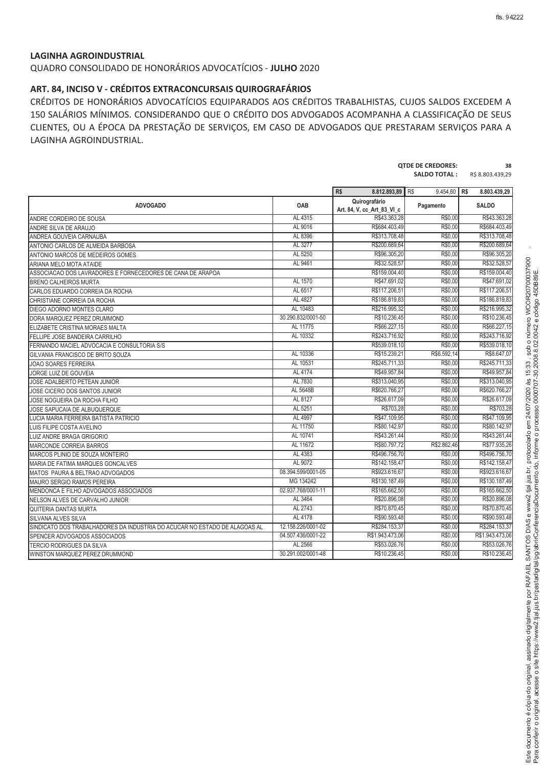**LAGINHA AGROINDUSTRIAL**

QUADRO CONSOLIDADO DE HONORÁRIOS ADVOCATÍCIOS - **JULHO** 2020

## ART. 84, INCISO V - CRÉDITOS EXTRACONCURSAIS QUIROGRAFÁRIOS

CRÉDITOS DE HONORÁRIOS ADVOCATÍCIOS EQUIPARADOS AOS CRÉDITOS TRABALHISTAS, CUJOS SALDOS EXCEDEM A 150 SALÁRIOS MÍNIMOS. CONSIDERANDO QUE O CRÉDITO DOS ADVOGADOS ACOMPANHA A CLASSIFICAÇÃO DE SEUS CLIENTES, OU A ÉPOCA DA PRESTAÇÃO DE SERVIÇOS, EM CASO DE ADVOGADOS QUE PRESTARAM SERVIÇOS PARA A LAGINHA AGROINDUSTRIAL.

**QTDE DE CREDORES:** 38
**SALDO TOTAL :** R$ 8.803.439,29

| | | R$ 8.812.893,89 | R$ 9.454,60 | R$ 8.803.439,29 |
|---|---|---|---|---|
| **ADVOGADO** | **OAB** | **Quirografário Art. 84, V, cc_Art_83_VI_c** | **Pagamento** | **SALDO** |
| ANDRE CORDEIRO DE SOUSA | AL 4315 | R$43.363,28 | R$0,00 | R$43.363,28 |
| ANDRE SILVA DE ARAUJO | AL 9016 | R$684.403,49 | R$0,00 | R$684.403,49 |
| ANDREA GOUVEIA CARNAUBA | AL 8396 | R$313.708,48 | R$0,00 | R$313.708,48 |
| ANTONIO CARLOS DE ALMEIDA BARBOSA | AL 3277 | R$200.689,64 | R$0,00 | R$200.689,64 |
| ANTONIO MARCOS DE MEDEIROS GOMES | AL 5250 | R$96.305,20 | R$0,00 | R$96.305,20 |
| ARIANA MELO MOTA ATAIDE | AL 9461 | R$32.528,57 | R$0,00 | R$32.528,57 |
| ASSOCIACAO DOS LAVRADORES E FORNECEDORES DE CANA DE ARAPOA | | R$159.004,40 | R$0,00 | R$159.004,40 |
| BRENO CALHEIROS MURTA | AL 1570 | R$47.691,02 | R$0,00 | R$47.691,02 |
| CARLOS EDUARDO CORREIA DA ROCHA | AL 6517 | R$117.206,51 | R$0,00 | R$117.206,51 |
| CHRISTIANE CORREIA DA ROCHA | AL 4827 | R$186.819,83 | R$0,00 | R$186.819,83 |
| DIEGO ADORNO MONTES CLARO | AL 10483 | R$216.995,32 | R$0,00 | R$216.995,32 |
| DORA MARQUEZ PEREZ DRUMMOND | 30.290.832/0001-50 | R$10.236,45 | R$0,00 | R$10.236,45 |
| ELIZABETE CRISTINA MORAES MALTA | AL 11775 | R$66.227,15 | R$0,00 | R$66.227,15 |
| FELLIPE JOSE BANDEIRA CARRILHO | AL 10332 | R$243.716,92 | R$0,00 | R$243.716,92 |
| FERNANDO MACIEL ADVOCACIA E CONSULTORIA S/S | | R$539.018,10 | R$0,00 | R$539.018,10 |
| GILVANIA FRANCISCO DE BRITO SOUZA | AL 10336 | R$15.239,21 | R$6.592,14 | R$8.647,07 |
| JOAO SOARES FERREIRA | AL 10531 | R$245.711,33 | R$0,00 | R$245.711,33 |
| JORGE LUIZ DE GOUVEIA | AL 4174 | R$49.957,84 | R$0,00 | R$49.957,84 |
| JOSE ADALBERTO PETEAN JUNIOR | AL 7830 | R$313.040,95 | R$0,00 | R$313.040,95 |
| JOSE CICERO DOS SANTOS JUNIOR | AL 5648B | R$620.766,27 | R$0,00 | R$620.766,27 |
| JOSE NOGUEIRA DA ROCHA FILHO | AL 8127 | R$26.617,09 | R$0,00 | R$26.617,09 |
| JOSE SAPUCAIA DE ALBUQUERQUE | AL 5251 | R$703,28 | R$0,00 | R$703,28 |
| LUCIA MARIA FERREIRA BATISTA PATRICIO | AL 4997 | R$47.109,95 | R$0,00 | R$47.109,95 |
| LUIS FILIPE COSTA AVELINO | AL 11750 | R$80.142,97 | R$0,00 | R$80.142,97 |
| LUIZ ANDRE BRAGA GRIGORIO | AL 10741 | R$43.261,44 | R$0,00 | R$43.261,44 |
| MARCONDE CORREIA BARROS | AL 11672 | R$80.797,72 | R$2.862,46 | R$77.935,26 |
| MARCOS PLINIO DE SOUZA MONTEIRO | AL 4383 | R$496.756,70 | R$0,00 | R$496.756,70 |
| MARIA DE FATIMA MARQUES GONCALVES | AL 9072 | R$142.158,47 | R$0,00 | R$142.158,47 |
| MATOS PAURA & BELTRAO ADVOGADOS | 08.394.599/0001-05 | R$923.616,67 | R$0,00 | R$923.616,67 |
| MAURO SERGIO RAMOS PEREIRA | MG 134242 | R$130.187,49 | R$0,00 | R$130.187,49 |
| MENDONCA E FILHO ADVOGADOS ASSOCIADOS | 02.937.768/0001-11 | R$165.662,50 | R$0,00 | R$165.662,50 |
| NELSON ALVES DE CARVALHO JUNIOR | AL 3464 | R$20.896,08 | R$0,00 | R$20.896,08 |
| QUITERIA DANTAS MURTA | AL 2743 | R$70.870,45 | R$0,00 | R$70.870,45 |
| SILVANA ALVES SILVA | AL 4178 | R$90.593,48 | R$0,00 | R$90.593,48 |
| SINDICATO DOS TRABALHADORES DA INDUSTRIA DO ACUCAR NO ESTADO DE ALAGOAS AL | 12.158.226/0001-02 | R$284.153,37 | R$0,00 | R$284.153,37 |
| SPENCER ADVOGADOS ASSOCIADOS | 04.507.436/0001-22 | R$1.943.473,06 | R$0,00 | R$1.943.473,06 |
| TERCIO RODRIGUES DA SILVA | AL 2566 | R$53.026,76 | R$0,00 | R$53.026,76 |
| WINSTON MARQUEZ PEREZ DRUMMOND | 30.291.002/0001-48 | R$10.236,45 | R$0,00 | R$10.236,45 |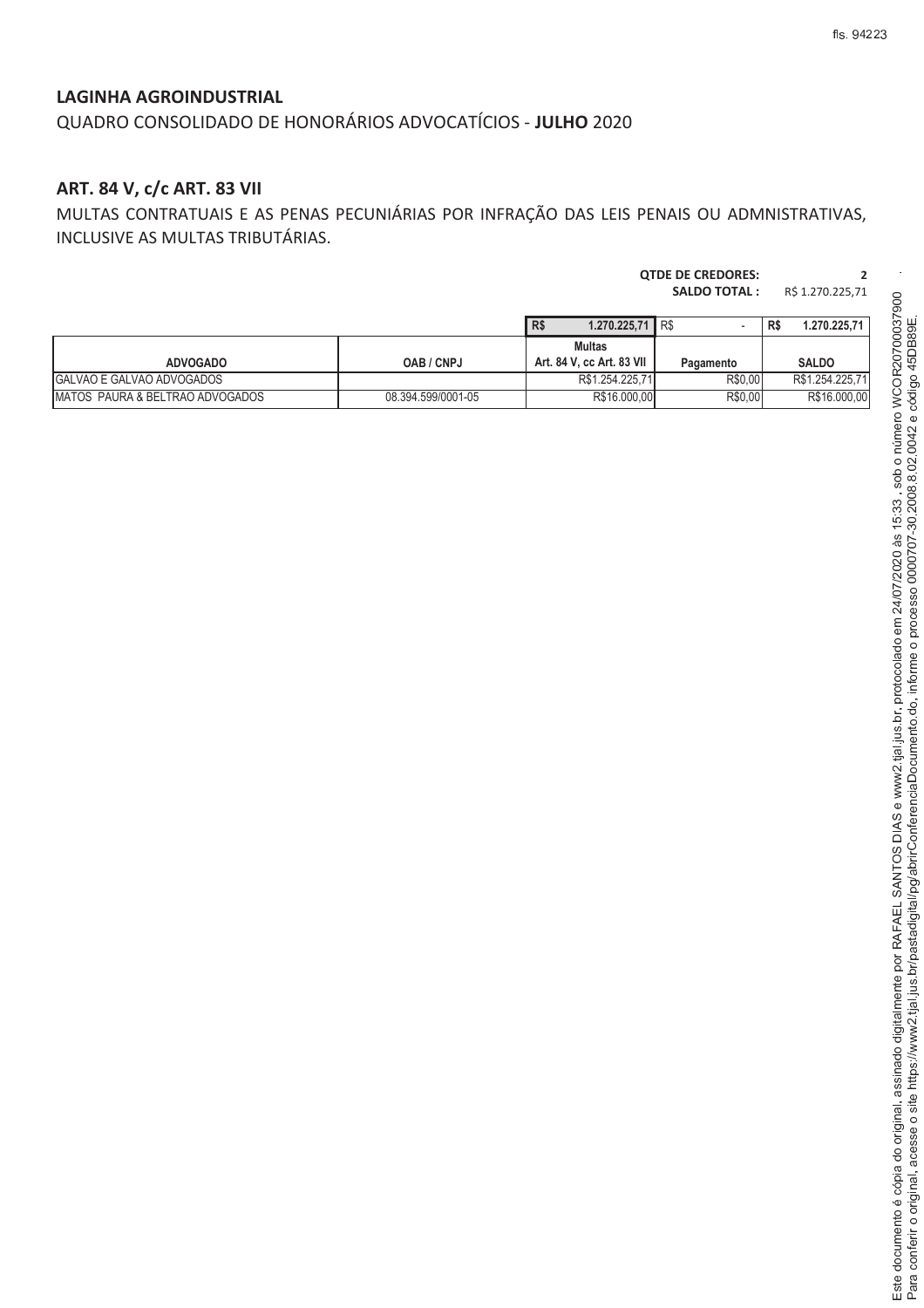**LAGINHA AGROINDUSTRIAL**

QUADRO CONSOLIDADO DE HONORÁRIOS ADVOCATÍCIOS - **JULHO** 2020

## ART. 84 V, c/c ART. 83 VII

MULTAS CONTRATUAIS E AS PENAS PECUNIÁRIAS POR INFRAÇÃO DAS LEIS PENAIS OU ADMNISTRATIVAS, INCLUSIVE AS MULTAS TRIBUTÁRIAS.

**QTDE DE CREDORES:** **2**
**SALDO TOTAL :** R$ 1.270.225,71

| | | R$ 1.270.225,71 | R$ - | R$ 1.270.225,71 |
|---|---|---|---|---|
| **ADVOGADO** | **OAB / CNPJ** | **Multas Art. 84 V, cc Art. 83 VII** | **Pagamento** | **SALDO** |
| GALVAO E GALVAO ADVOGADOS | | R$1.254.225,71 | R$0,00 | R$1.254.225,71 |
| MATOS PAURA & BELTRAO ADVOGADOS | 08.394.599/0001-05 | R$16.000,00 | R$0,00 | R$16.000,00 |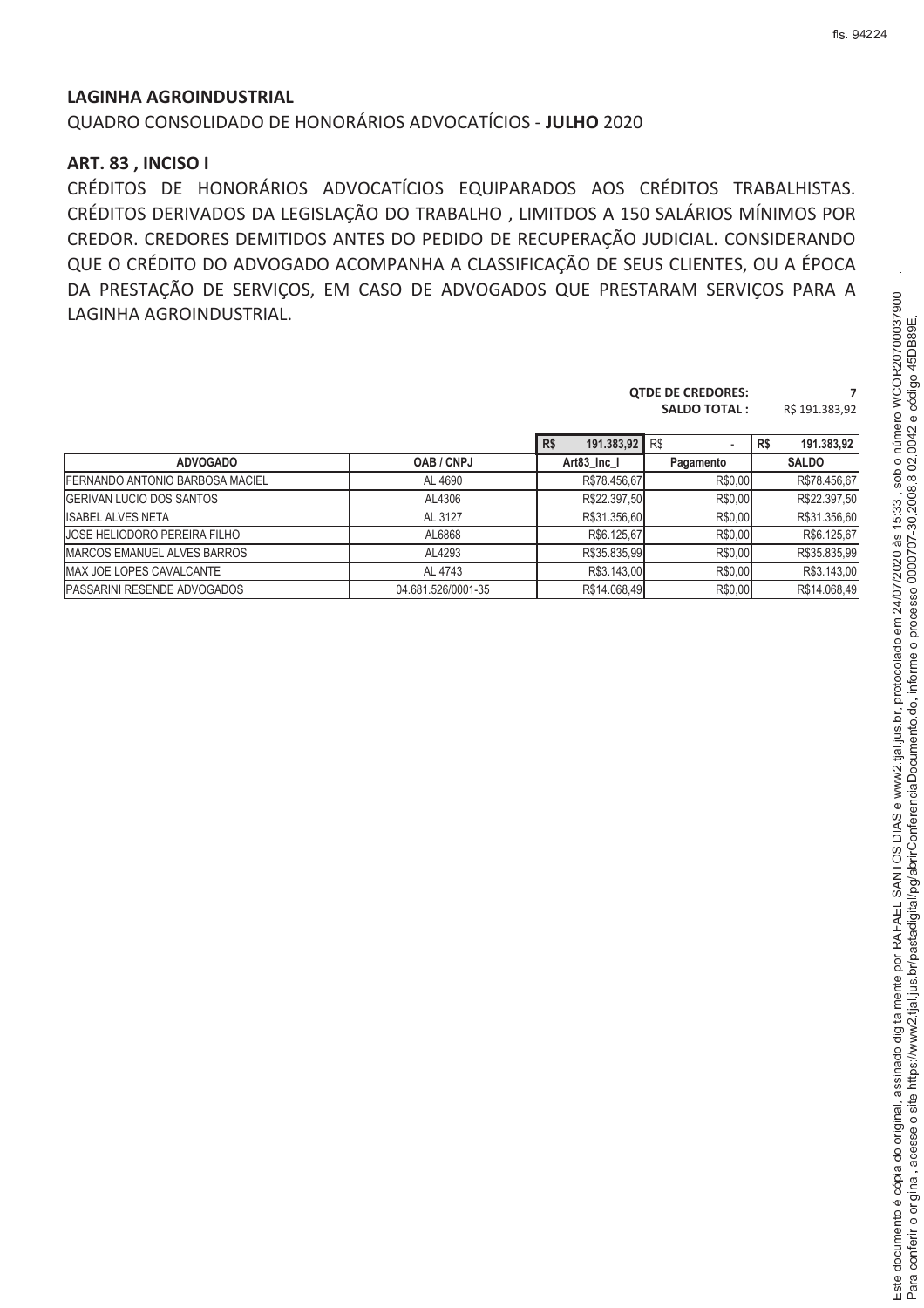**LAGINHA AGROINDUSTRIAL**

QUADRO CONSOLIDADO DE HONORÁRIOS ADVOCATÍCIOS - **JULHO** 2020

**ART. 83 , INCISO I**

CRÉDITOS DE HONORÁRIOS ADVOCATÍCIOS EQUIPARADOS AOS CRÉDITOS TRABALHISTAS. CRÉDITOS DERIVADOS DA LEGISLAÇÃO DO TRABALHO , LIMITDOS A 150 SALÁRIOS MÍNIMOS POR CREDOR. CREDORES DEMITIDOS ANTES DO PEDIDO DE RECUPERAÇÃO JUDICIAL. CONSIDERANDO QUE O CRÉDITO DO ADVOGADO ACOMPANHA A CLASSIFICAÇÃO DE SEUS CLIENTES, OU A ÉPOCA DA PRESTAÇÃO DE SERVIÇOS, EM CASO DE ADVOGADOS QUE PRESTARAM SERVIÇOS PARA A LAGINHA AGROINDUSTRIAL.

**QTDE DE CREDORES:** **7**
**SALDO TOTAL :** R$ 191.383,92

| | | R$ 191.383,92 | R$ - | R$ 191.383,92 |
|---|---|---|---|---|
| **ADVOGADO** | **OAB / CNPJ** | **Art83_Inc_I** | **Pagamento** | **SALDO** |
| FERNANDO ANTONIO BARBOSA MACIEL | AL 4690 | R$78.456,67 | R$0,00 | R$78.456,67 |
| GERIVAN LUCIO DOS SANTOS | AL4306 | R$22.397,50 | R$0,00 | R$22.397,50 |
| ISABEL ALVES NETA | AL 3127 | R$31.356,60 | R$0,00 | R$31.356,60 |
| JOSE HELIODORO PEREIRA FILHO | AL6868 | R$6.125,67 | R$0,00 | R$6.125,67 |
| MARCOS EMANUEL ALVES BARROS | AL4293 | R$35.835,99 | R$0,00 | R$35.835,99 |
| MAX JOE LOPES CAVALCANTE | AL 4743 | R$3.143,00 | R$0,00 | R$3.143,00 |
| PASSARINI RESENDE ADVOGADOS | 04.681.526/0001-35 | R$14.068,49 | R$0,00 | R$14.068,49 |